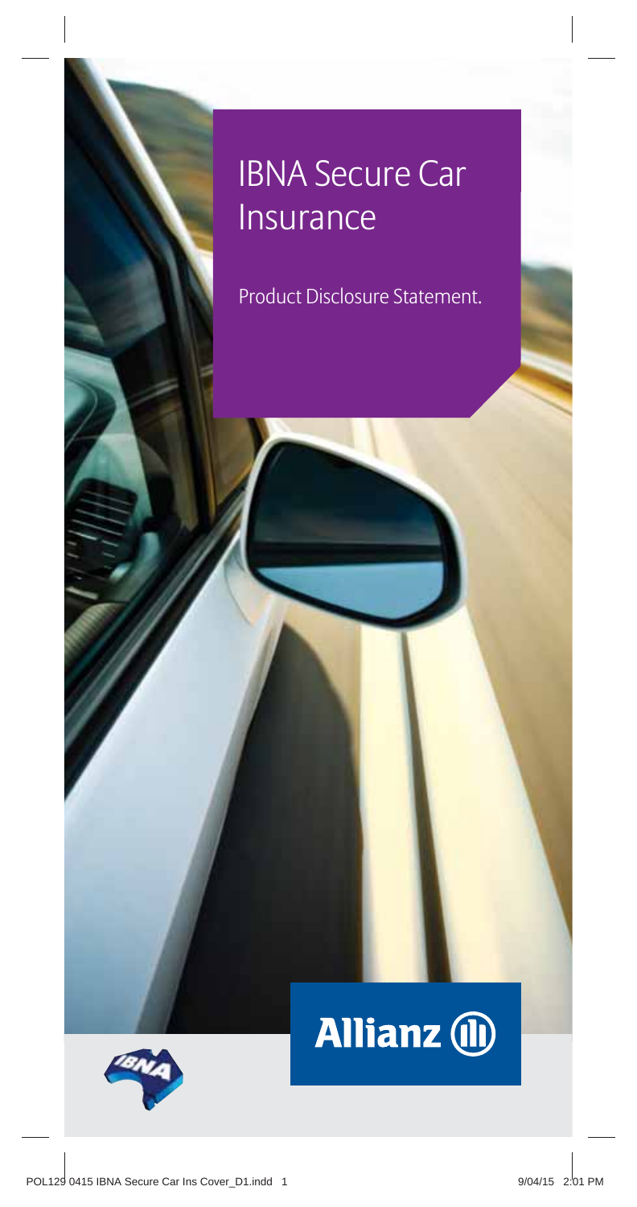# IBNA Secure Car Insurance

Product Disclosure Statement.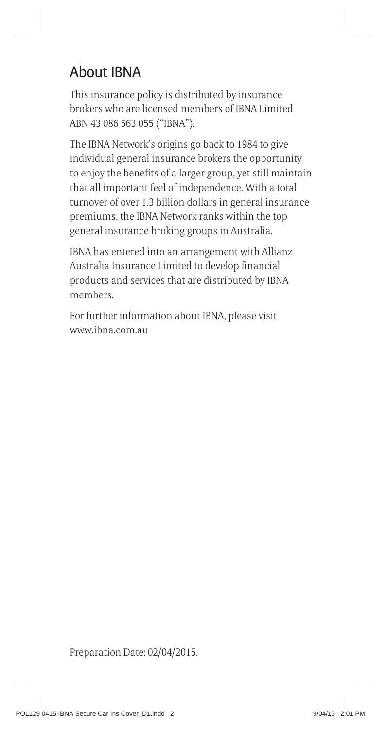## About IBNA

This insurance policy is distributed by insurance brokers who are licensed members of IBNA Limited ABN 43 086 563 055 ("IBNA").

The IBNA Network's origins go back to 1984 to give individual general insurance brokers the opportunity to enjoy the benefits of a larger group, yet still maintain that all important feel of independence. With a total turnover of over 1.3 billion dollars in general insurance premiums, the IBNA Network ranks within the top general insurance broking groups in Australia.

IBNA has entered into an arrangement with Allianz Australia Insurance Limited to develop financial products and services that are distributed by IBNA members.

For further information about IBNA, please visit www.ibna.com.au

Preparation Date: 02/04/2015.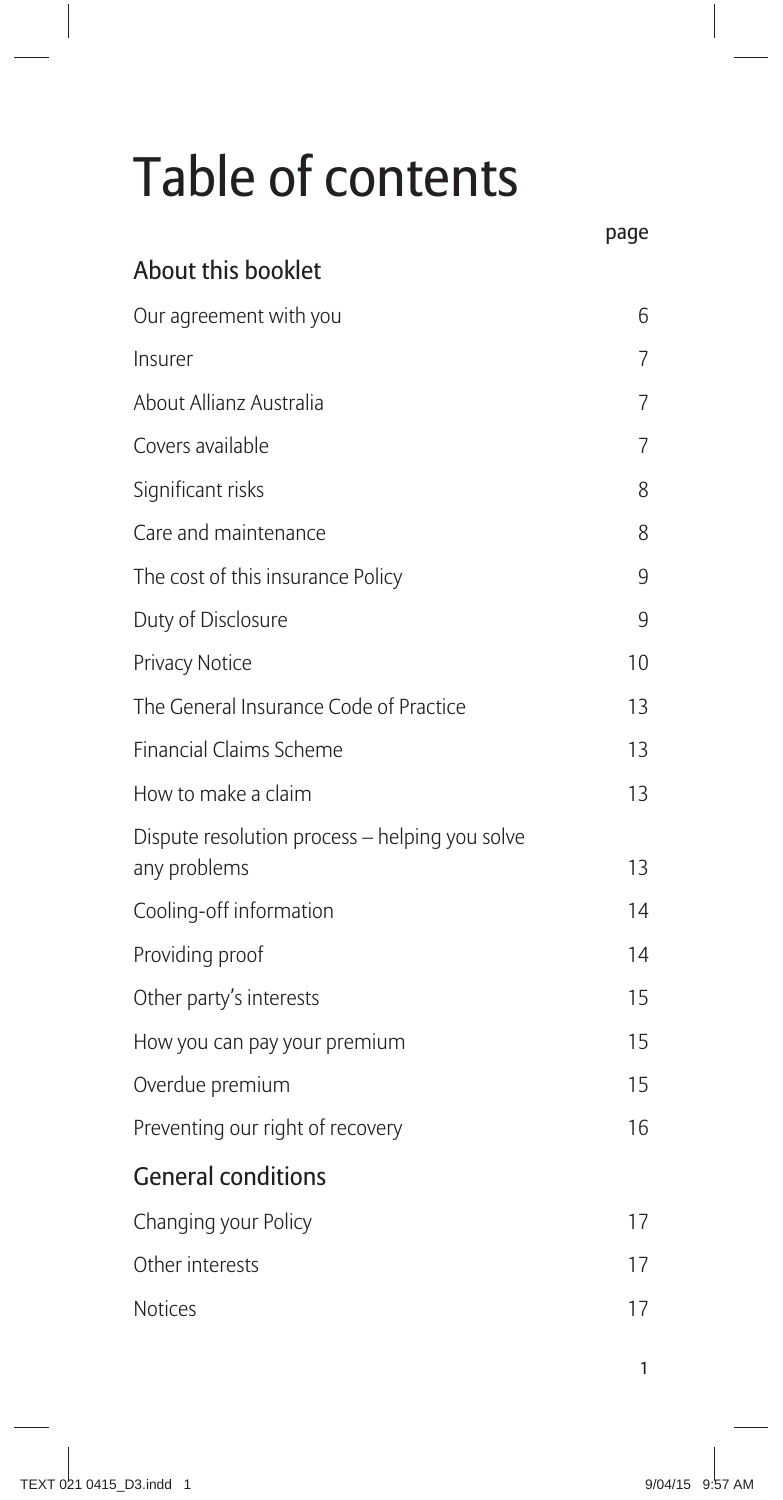# Table of contents

| | page |
|---|---|
| **About this booklet** | |
| Our agreement with you | 6 |
| Insurer | 7 |
| About Allianz Australia | 7 |
| Covers available | 7 |
| Significant risks | 8 |
| Care and maintenance | 8 |
| The cost of this insurance Policy | 9 |
| Duty of Disclosure | 9 |
| Privacy Notice | 10 |
| The General Insurance Code of Practice | 13 |
| Financial Claims Scheme | 13 |
| How to make a claim | 13 |
| Dispute resolution process – helping you solve any problems | 13 |
| Cooling-off information | 14 |
| Providing proof | 14 |
| Other party's interests | 15 |
| How you can pay your premium | 15 |
| Overdue premium | 15 |
| Preventing our right of recovery | 16 |
| **General conditions** | |
| Changing your Policy | 17 |
| Other interests | 17 |
| Notices | 17 |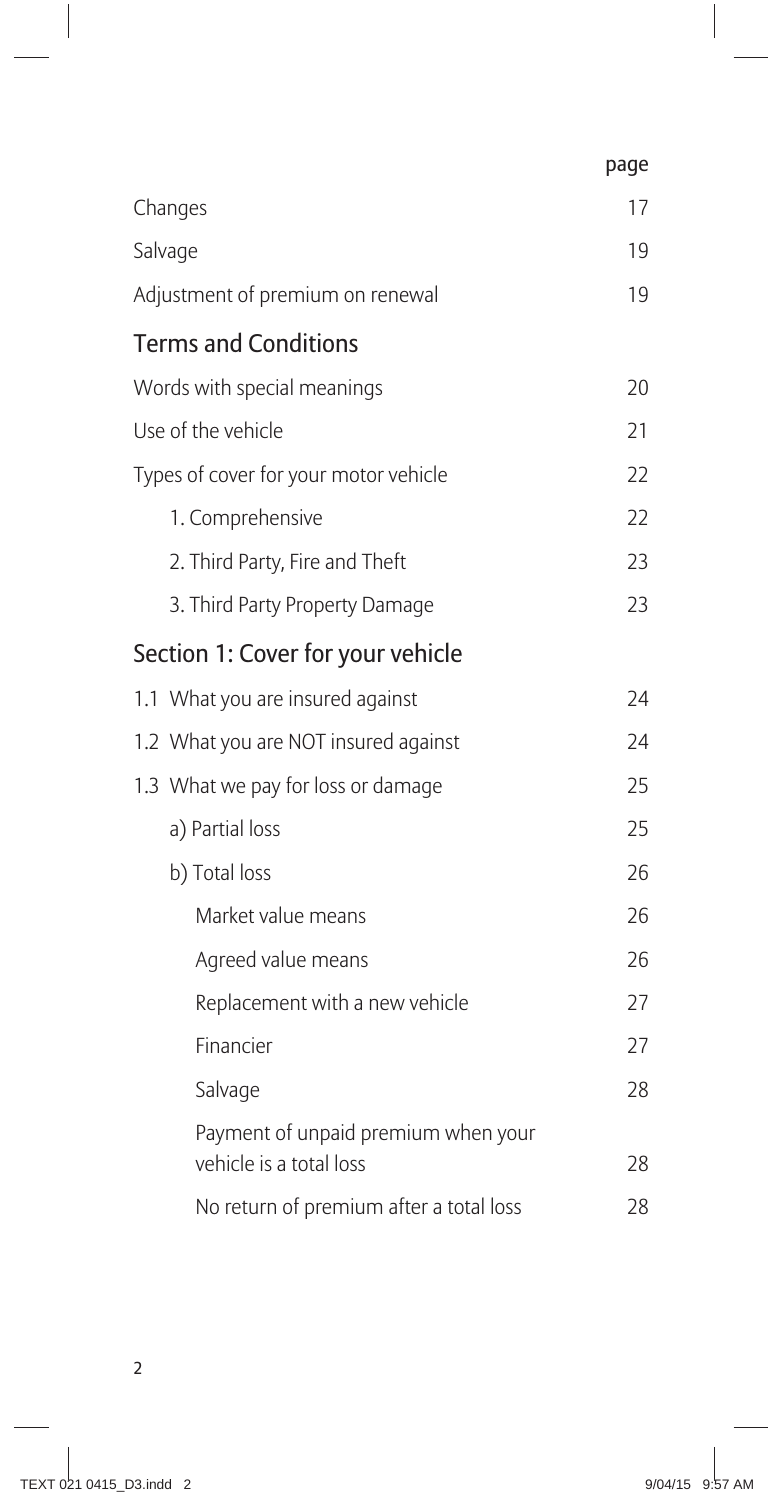| | page |
|---|---|
| Changes | 17 |
| Salvage | 19 |
| Adjustment of premium on renewal | 19 |
| **Terms and Conditions** | |
| Words with special meanings | 20 |
| Use of the vehicle | 21 |
| Types of cover for your motor vehicle | 22 |
| 1. Comprehensive | 22 |
| 2. Third Party, Fire and Theft | 23 |
| 3. Third Party Property Damage | 23 |
| **Section 1: Cover for your vehicle** | |
| 1.1 What you are insured against | 24 |
| 1.2 What you are NOT insured against | 24 |
| 1.3 What we pay for loss or damage | 25 |
| a) Partial loss | 25 |
| b) Total loss | 26 |
| Market value means | 26 |
| Agreed value means | 26 |
| Replacement with a new vehicle | 27 |
| Financier | 27 |
| Salvage | 28 |
| Payment of unpaid premium when your vehicle is a total loss | 28 |
| No return of premium after a total loss | 28 |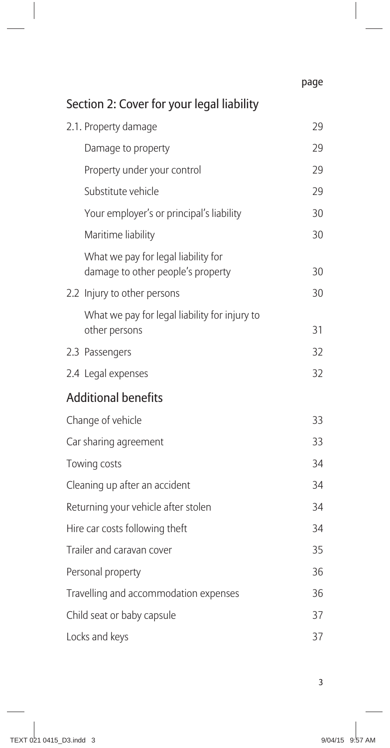| | page |
|---|---|
| **Section 2: Cover for your legal liability** | |
| 2.1. Property damage | 29 |
| Damage to property | 29 |
| Property under your control | 29 |
| Substitute vehicle | 29 |
| Your employer's or principal's liability | 30 |
| Maritime liability | 30 |
| What we pay for legal liability for damage to other people's property | 30 |
| 2.2 Injury to other persons | 30 |
| What we pay for legal liability for injury to other persons | 31 |
| 2.3 Passengers | 32 |
| 2.4 Legal expenses | 32 |
| **Additional benefits** | |
| Change of vehicle | 33 |
| Car sharing agreement | 33 |
| Towing costs | 34 |
| Cleaning up after an accident | 34 |
| Returning your vehicle after stolen | 34 |
| Hire car costs following theft | 34 |
| Trailer and caravan cover | 35 |
| Personal property | 36 |
| Travelling and accommodation expenses | 36 |
| Child seat or baby capsule | 37 |
| Locks and keys | 37 |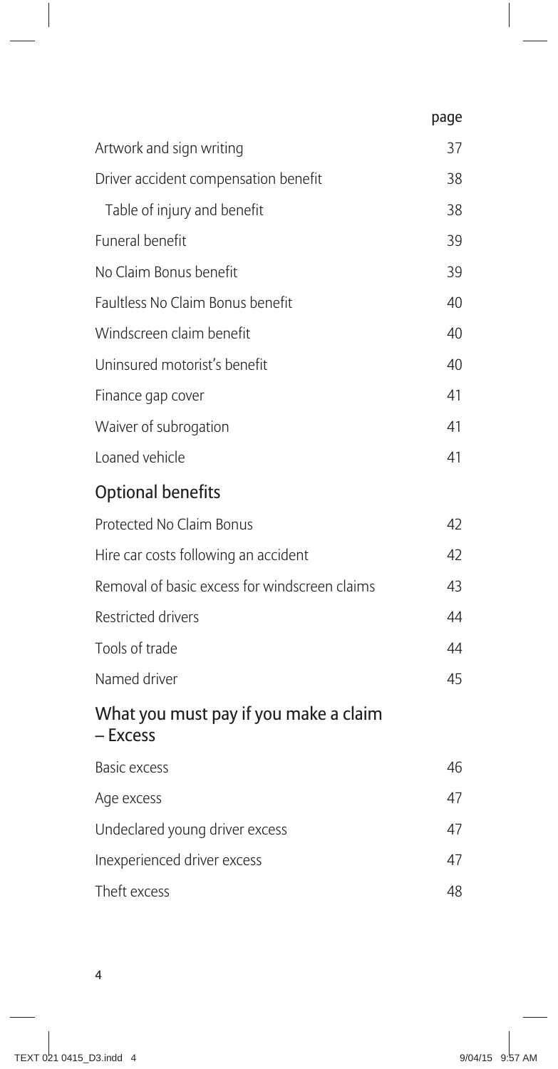| | page |
|---|---|
| Artwork and sign writing | 37 |
| Driver accident compensation benefit | 38 |
| Table of injury and benefit | 38 |
| Funeral benefit | 39 |
| No Claim Bonus benefit | 39 |
| Faultless No Claim Bonus benefit | 40 |
| Windscreen claim benefit | 40 |
| Uninsured motorist's benefit | 40 |
| Finance gap cover | 41 |
| Waiver of subrogation | 41 |
| Loaned vehicle | 41 |

## Optional benefits

| | |
|---|---|
| Protected No Claim Bonus | 42 |
| Hire car costs following an accident | 42 |
| Removal of basic excess for windscreen claims | 43 |
| Restricted drivers | 44 |
| Tools of trade | 44 |
| Named driver | 45 |

## What you must pay if you make a claim – Excess

| | |
|---|---|
| Basic excess | 46 |
| Age excess | 47 |
| Undeclared young driver excess | 47 |
| Inexperienced driver excess | 47 |
| Theft excess | 48 |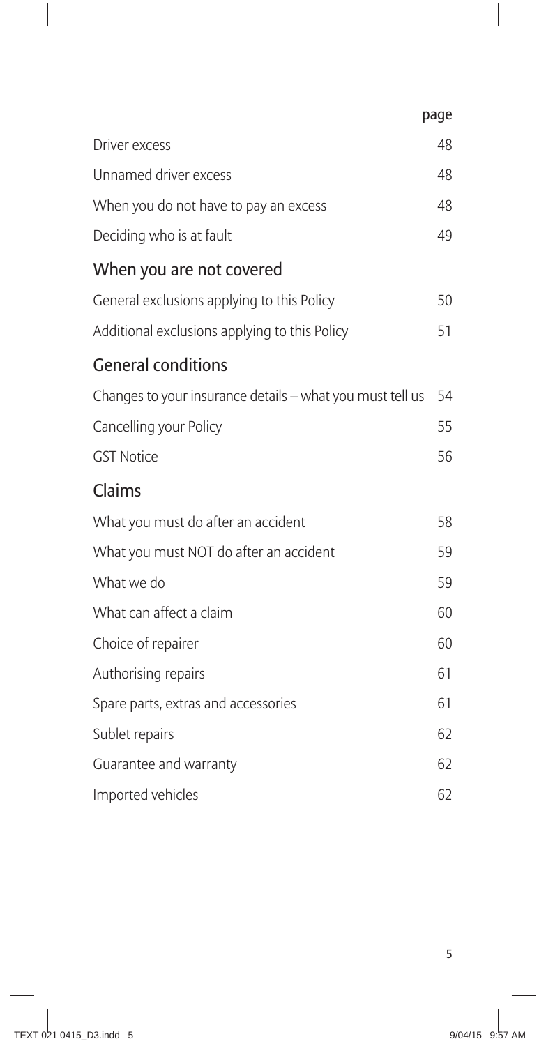| | page |
| --- | --- |
| Driver excess | 48 |
| Unnamed driver excess | 48 |
| When you do not have to pay an excess | 48 |
| Deciding who is at fault | 49 |

## When you are not covered

| | |
| --- | --- |
| General exclusions applying to this Policy | 50 |
| Additional exclusions applying to this Policy | 51 |

## General conditions

| | |
| --- | --- |
| Changes to your insurance details – what you must tell us | 54 |
| Cancelling your Policy | 55 |
| GST Notice | 56 |

## Claims

| | |
| --- | --- |
| What you must do after an accident | 58 |
| What you must NOT do after an accident | 59 |
| What we do | 59 |
| What can affect a claim | 60 |
| Choice of repairer | 60 |
| Authorising repairs | 61 |
| Spare parts, extras and accessories | 61 |
| Sublet repairs | 62 |
| Guarantee and warranty | 62 |
| Imported vehicles | 62 |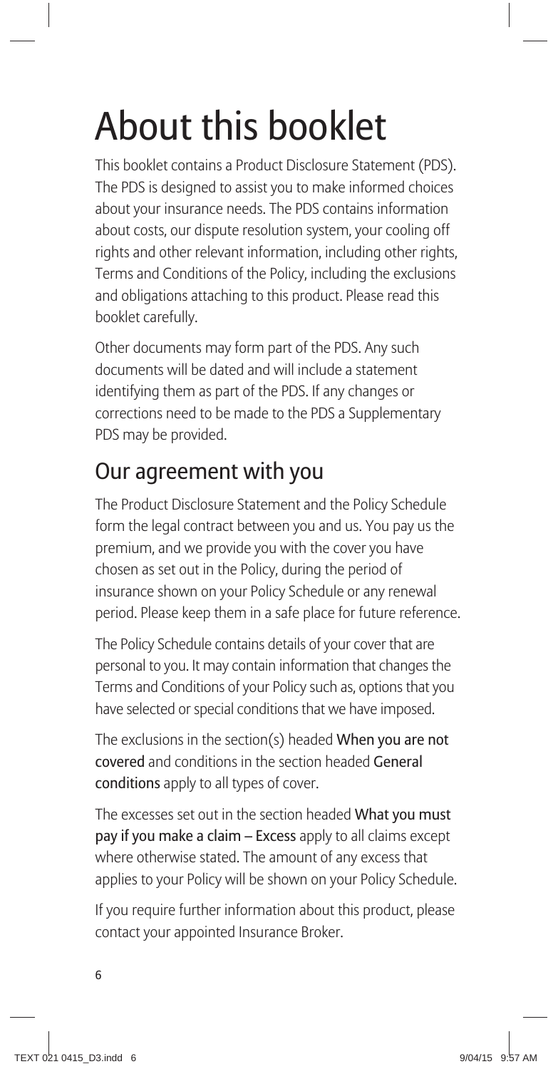# About this booklet

This booklet contains a Product Disclosure Statement (PDS). The PDS is designed to assist you to make informed choices about your insurance needs. The PDS contains information about costs, our dispute resolution system, your cooling off rights and other relevant information, including other rights, Terms and Conditions of the Policy, including the exclusions and obligations attaching to this product. Please read this booklet carefully.

Other documents may form part of the PDS. Any such documents will be dated and will include a statement identifying them as part of the PDS. If any changes or corrections need to be made to the PDS a Supplementary PDS may be provided.

## Our agreement with you

The Product Disclosure Statement and the Policy Schedule form the legal contract between you and us. You pay us the premium, and we provide you with the cover you have chosen as set out in the Policy, during the period of insurance shown on your Policy Schedule or any renewal period. Please keep them in a safe place for future reference.

The Policy Schedule contains details of your cover that are personal to you. It may contain information that changes the Terms and Conditions of your Policy such as, options that you have selected or special conditions that we have imposed.

The exclusions in the section(s) headed **When you are not covered** and conditions in the section headed **General conditions** apply to all types of cover.

The excesses set out in the section headed **What you must pay if you make a claim – Excess** apply to all claims except where otherwise stated. The amount of any excess that applies to your Policy will be shown on your Policy Schedule.

If you require further information about this product, please contact your appointed Insurance Broker.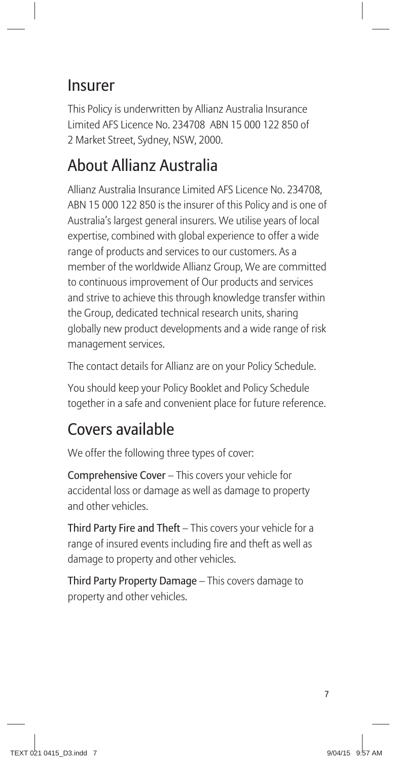## Insurer

This Policy is underwritten by Allianz Australia Insurance Limited AFS Licence No. 234708 ABN 15 000 122 850 of 2 Market Street, Sydney, NSW, 2000.

## About Allianz Australia

Allianz Australia Insurance Limited AFS Licence No. 234708, ABN 15 000 122 850 is the insurer of this Policy and is one of Australia's largest general insurers. We utilise years of local expertise, combined with global experience to offer a wide range of products and services to our customers. As a member of the worldwide Allianz Group, We are committed to continuous improvement of Our products and services and strive to achieve this through knowledge transfer within the Group, dedicated technical research units, sharing globally new product developments and a wide range of risk management services.

The contact details for Allianz are on your Policy Schedule.

You should keep your Policy Booklet and Policy Schedule together in a safe and convenient place for future reference.

## Covers available

We offer the following three types of cover:

**Comprehensive Cover** – This covers your vehicle for accidental loss or damage as well as damage to property and other vehicles.

**Third Party Fire and Theft** – This covers your vehicle for a range of insured events including fire and theft as well as damage to property and other vehicles.

**Third Party Property Damage** – This covers damage to property and other vehicles.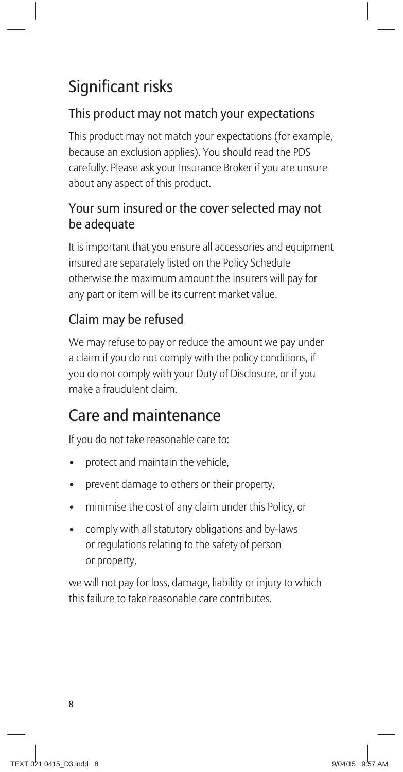# Significant risks

## This product may not match your expectations

This product may not match your expectations (for example, because an exclusion applies). You should read the PDS carefully. Please ask your Insurance Broker if you are unsure about any aspect of this product.

## Your sum insured or the cover selected may not be adequate

It is important that you ensure all accessories and equipment insured are separately listed on the Policy Schedule otherwise the maximum amount the insurers will pay for any part or item will be its current market value.

## Claim may be refused

We may refuse to pay or reduce the amount we pay under a claim if you do not comply with the policy conditions, if you do not comply with your Duty of Disclosure, or if you make a fraudulent claim.

# Care and maintenance

If you do not take reasonable care to:

- protect and maintain the vehicle,
- prevent damage to others or their property,
- minimise the cost of any claim under this Policy, or
- comply with all statutory obligations and by-laws or regulations relating to the safety of person or property,

we will not pay for loss, damage, liability or injury to which this failure to take reasonable care contributes.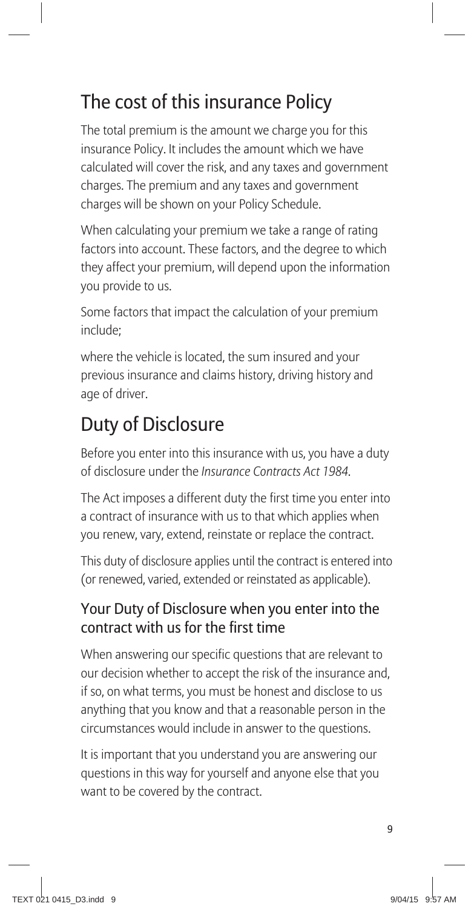## The cost of this insurance Policy

The total premium is the amount we charge you for this insurance Policy. It includes the amount which we have calculated will cover the risk, and any taxes and government charges. The premium and any taxes and government charges will be shown on your Policy Schedule.

When calculating your premium we take a range of rating factors into account. These factors, and the degree to which they affect your premium, will depend upon the information you provide to us.

Some factors that impact the calculation of your premium include;

where the vehicle is located, the sum insured and your previous insurance and claims history, driving history and age of driver.

## Duty of Disclosure

Before you enter into this insurance with us, you have a duty of disclosure under the *Insurance Contracts Act 1984*.

The Act imposes a different duty the first time you enter into a contract of insurance with us to that which applies when you renew, vary, extend, reinstate or replace the contract.

This duty of disclosure applies until the contract is entered into (or renewed, varied, extended or reinstated as applicable).

### Your Duty of Disclosure when you enter into the contract with us for the first time

When answering our specific questions that are relevant to our decision whether to accept the risk of the insurance and, if so, on what terms, you must be honest and disclose to us anything that you know and that a reasonable person in the circumstances would include in answer to the questions.

It is important that you understand you are answering our questions in this way for yourself and anyone else that you want to be covered by the contract.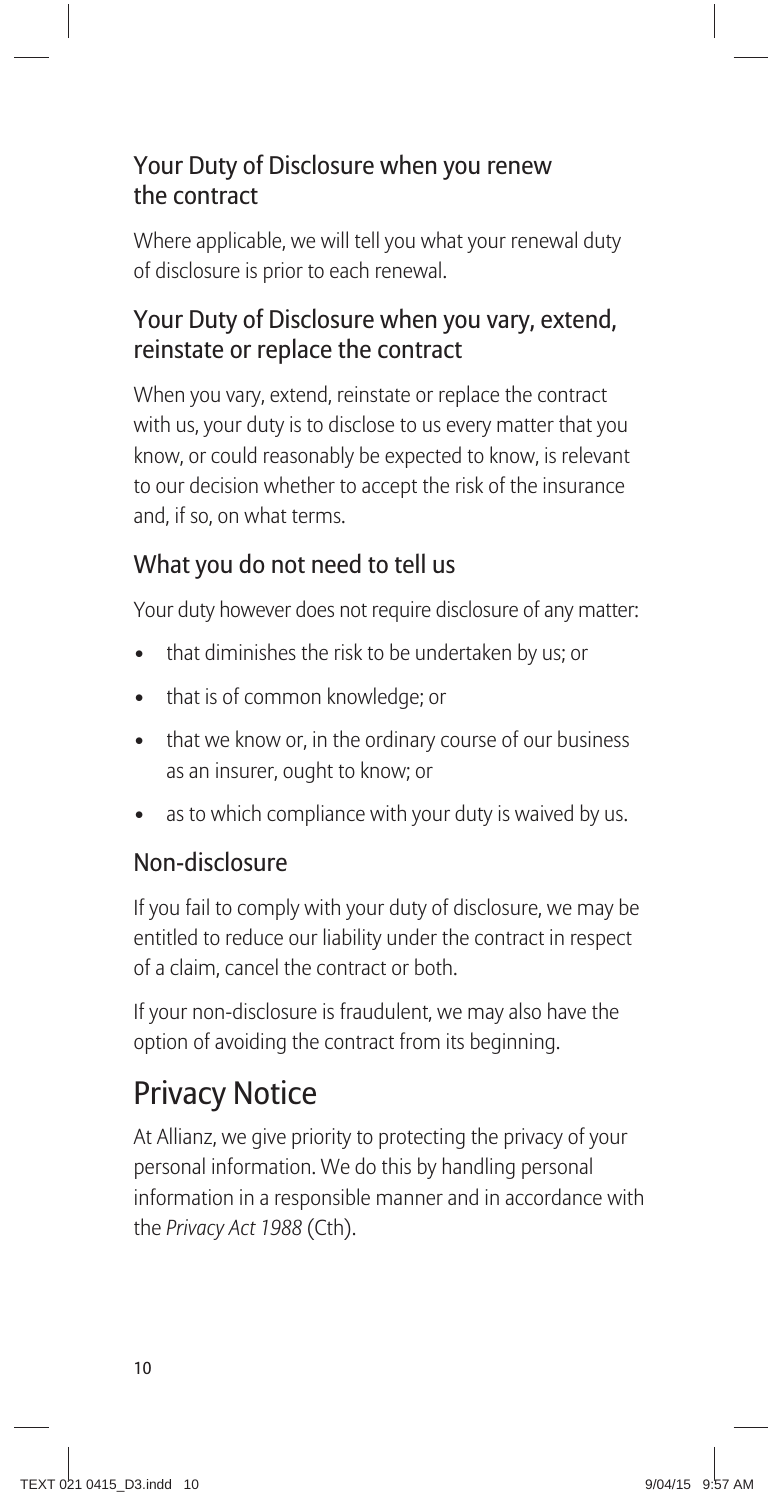### Your Duty of Disclosure when you renew the contract

Where applicable, we will tell you what your renewal duty of disclosure is prior to each renewal.

### Your Duty of Disclosure when you vary, extend, reinstate or replace the contract

When you vary, extend, reinstate or replace the contract with us, your duty is to disclose to us every matter that you know, or could reasonably be expected to know, is relevant to our decision whether to accept the risk of the insurance and, if so, on what terms.

### What you do not need to tell us

Your duty however does not require disclosure of any matter:

- that diminishes the risk to be undertaken by us; or
- that is of common knowledge; or
- that we know or, in the ordinary course of our business as an insurer, ought to know; or
- as to which compliance with your duty is waived by us.

### Non-disclosure

If you fail to comply with your duty of disclosure, we may be entitled to reduce our liability under the contract in respect of a claim, cancel the contract or both.

If your non-disclosure is fraudulent, we may also have the option of avoiding the contract from its beginning.

## Privacy Notice

At Allianz, we give priority to protecting the privacy of your personal information. We do this by handling personal information in a responsible manner and in accordance with the *Privacy Act 1988* (Cth).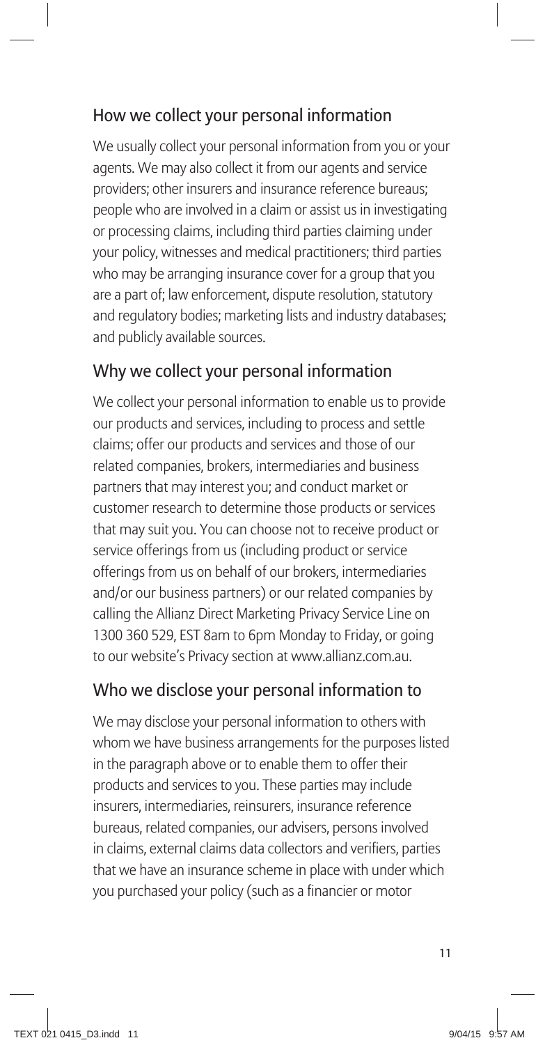## How we collect your personal information

We usually collect your personal information from you or your agents. We may also collect it from our agents and service providers; other insurers and insurance reference bureaus; people who are involved in a claim or assist us in investigating or processing claims, including third parties claiming under your policy, witnesses and medical practitioners; third parties who may be arranging insurance cover for a group that you are a part of; law enforcement, dispute resolution, statutory and regulatory bodies; marketing lists and industry databases; and publicly available sources.

## Why we collect your personal information

We collect your personal information to enable us to provide our products and services, including to process and settle claims; offer our products and services and those of our related companies, brokers, intermediaries and business partners that may interest you; and conduct market or customer research to determine those products or services that may suit you. You can choose not to receive product or service offerings from us (including product or service offerings from us on behalf of our brokers, intermediaries and/or our business partners) or our related companies by calling the Allianz Direct Marketing Privacy Service Line on 1300 360 529, EST 8am to 6pm Monday to Friday, or going to our website's Privacy section at www.allianz.com.au.

## Who we disclose your personal information to

We may disclose your personal information to others with whom we have business arrangements for the purposes listed in the paragraph above or to enable them to offer their products and services to you. These parties may include insurers, intermediaries, reinsurers, insurance reference bureaus, related companies, our advisers, persons involved in claims, external claims data collectors and verifiers, parties that we have an insurance scheme in place with under which you purchased your policy (such as a financier or motor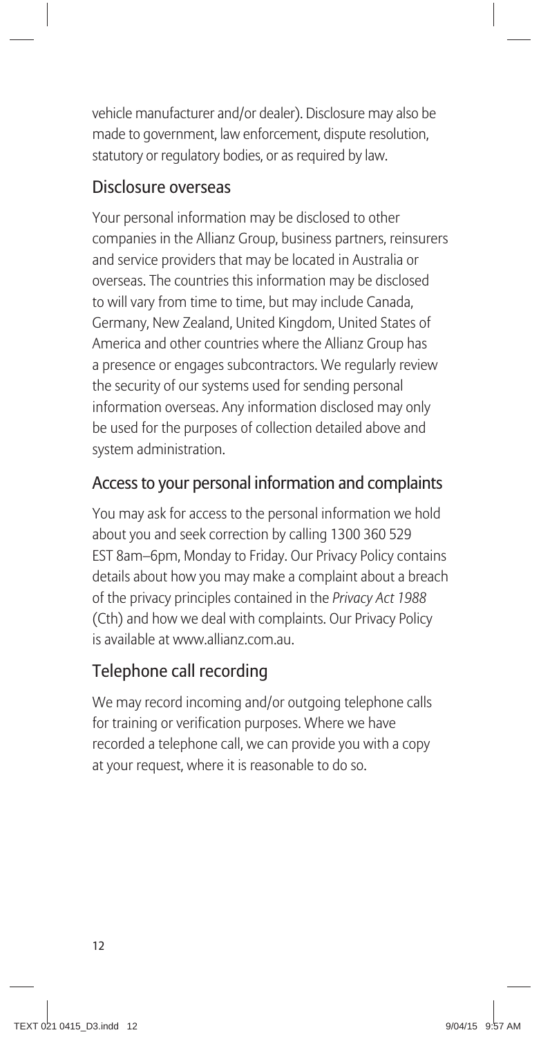vehicle manufacturer and/or dealer). Disclosure may also be made to government, law enforcement, dispute resolution, statutory or regulatory bodies, or as required by law.

## Disclosure overseas

Your personal information may be disclosed to other companies in the Allianz Group, business partners, reinsurers and service providers that may be located in Australia or overseas. The countries this information may be disclosed to will vary from time to time, but may include Canada, Germany, New Zealand, United Kingdom, United States of America and other countries where the Allianz Group has a presence or engages subcontractors. We regularly review the security of our systems used for sending personal information overseas. Any information disclosed may only be used for the purposes of collection detailed above and system administration.

## Access to your personal information and complaints

You may ask for access to the personal information we hold about you and seek correction by calling 1300 360 529 EST 8am–6pm, Monday to Friday. Our Privacy Policy contains details about how you may make a complaint about a breach of the privacy principles contained in the *Privacy Act 1988* (Cth) and how we deal with complaints. Our Privacy Policy is available at www.allianz.com.au.

## Telephone call recording

We may record incoming and/or outgoing telephone calls for training or verification purposes. Where we have recorded a telephone call, we can provide you with a copy at your request, where it is reasonable to do so.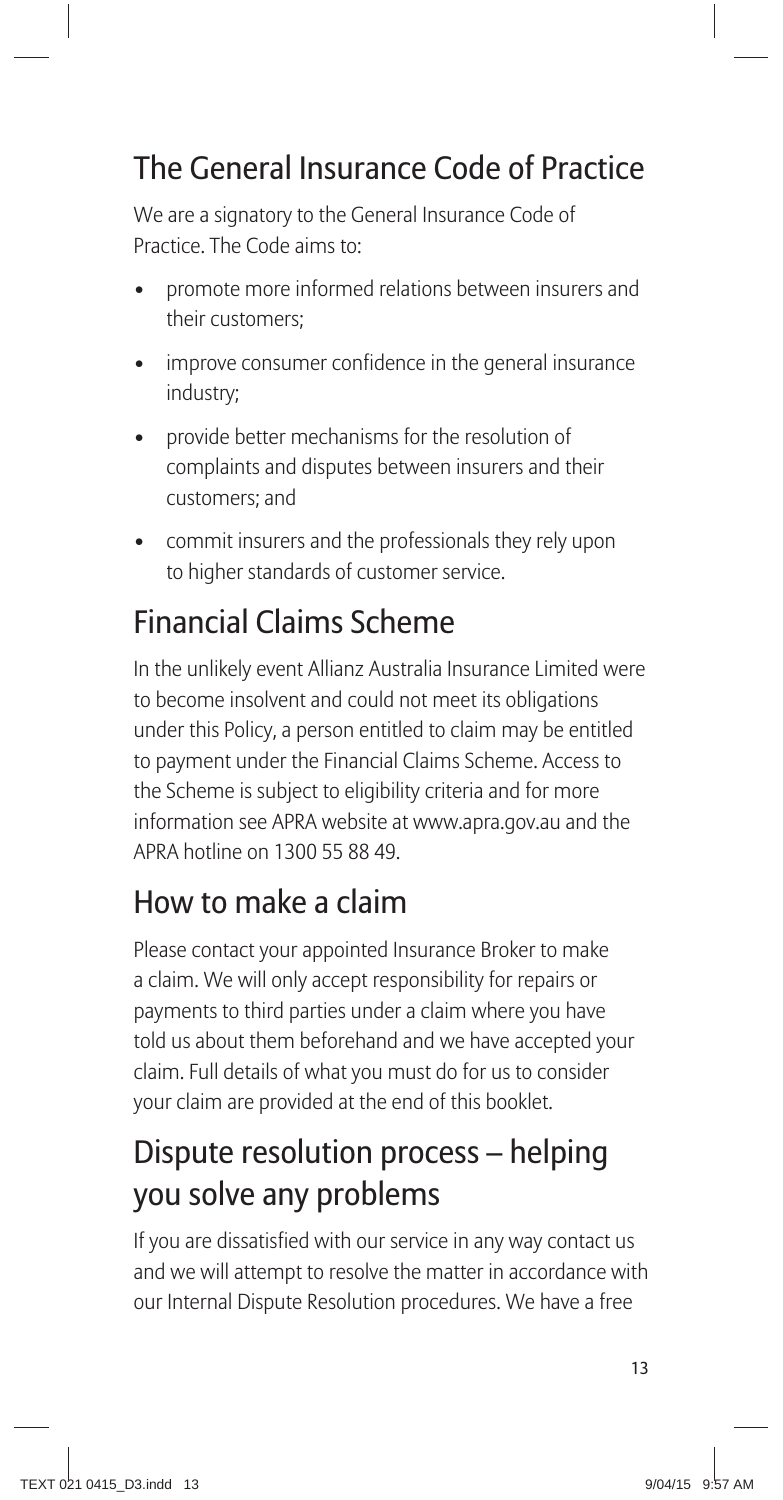## The General Insurance Code of Practice

We are a signatory to the General Insurance Code of Practice. The Code aims to:

- promote more informed relations between insurers and their customers;
- improve consumer confidence in the general insurance industry;
- provide better mechanisms for the resolution of complaints and disputes between insurers and their customers; and
- commit insurers and the professionals they rely upon to higher standards of customer service.

## Financial Claims Scheme

In the unlikely event Allianz Australia Insurance Limited were to become insolvent and could not meet its obligations under this Policy, a person entitled to claim may be entitled to payment under the Financial Claims Scheme. Access to the Scheme is subject to eligibility criteria and for more information see APRA website at www.apra.gov.au and the APRA hotline on 1300 55 88 49.

## How to make a claim

Please contact your appointed Insurance Broker to make a claim. We will only accept responsibility for repairs or payments to third parties under a claim where you have told us about them beforehand and we have accepted your claim. Full details of what you must do for us to consider your claim are provided at the end of this booklet.

## Dispute resolution process – helping you solve any problems

If you are dissatisfied with our service in any way contact us and we will attempt to resolve the matter in accordance with our Internal Dispute Resolution procedures. We have a free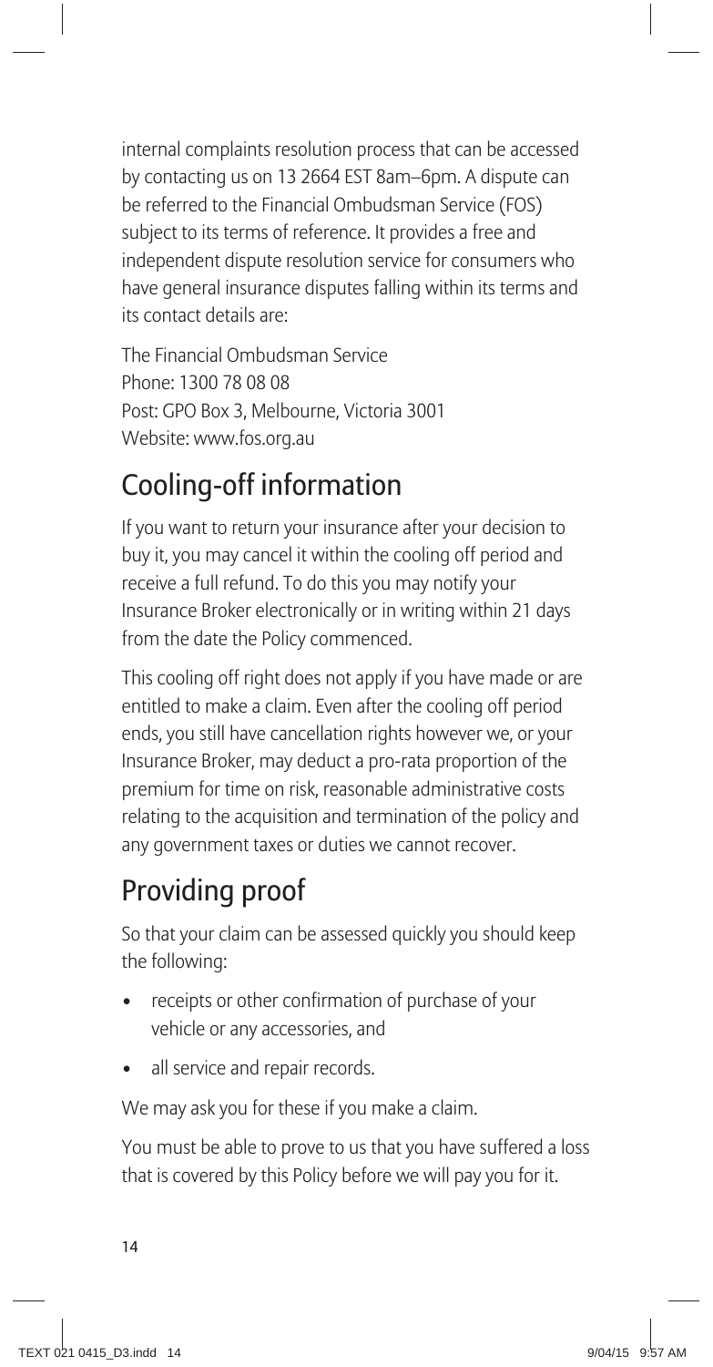internal complaints resolution process that can be accessed by contacting us on 13 2664 EST 8am–6pm. A dispute can be referred to the Financial Ombudsman Service (FOS) subject to its terms of reference. It provides a free and independent dispute resolution service for consumers who have general insurance disputes falling within its terms and its contact details are:

The Financial Ombudsman Service
Phone: 1300 78 08 08
Post: GPO Box 3, Melbourne, Victoria 3001
Website: www.fos.org.au

## Cooling-off information

If you want to return your insurance after your decision to buy it, you may cancel it within the cooling off period and receive a full refund. To do this you may notify your Insurance Broker electronically or in writing within 21 days from the date the Policy commenced.

This cooling off right does not apply if you have made or are entitled to make a claim. Even after the cooling off period ends, you still have cancellation rights however we, or your Insurance Broker, may deduct a pro-rata proportion of the premium for time on risk, reasonable administrative costs relating to the acquisition and termination of the policy and any government taxes or duties we cannot recover.

## Providing proof

So that your claim can be assessed quickly you should keep the following:

- receipts or other confirmation of purchase of your vehicle or any accessories, and
- all service and repair records.

We may ask you for these if you make a claim.

You must be able to prove to us that you have suffered a loss that is covered by this Policy before we will pay you for it.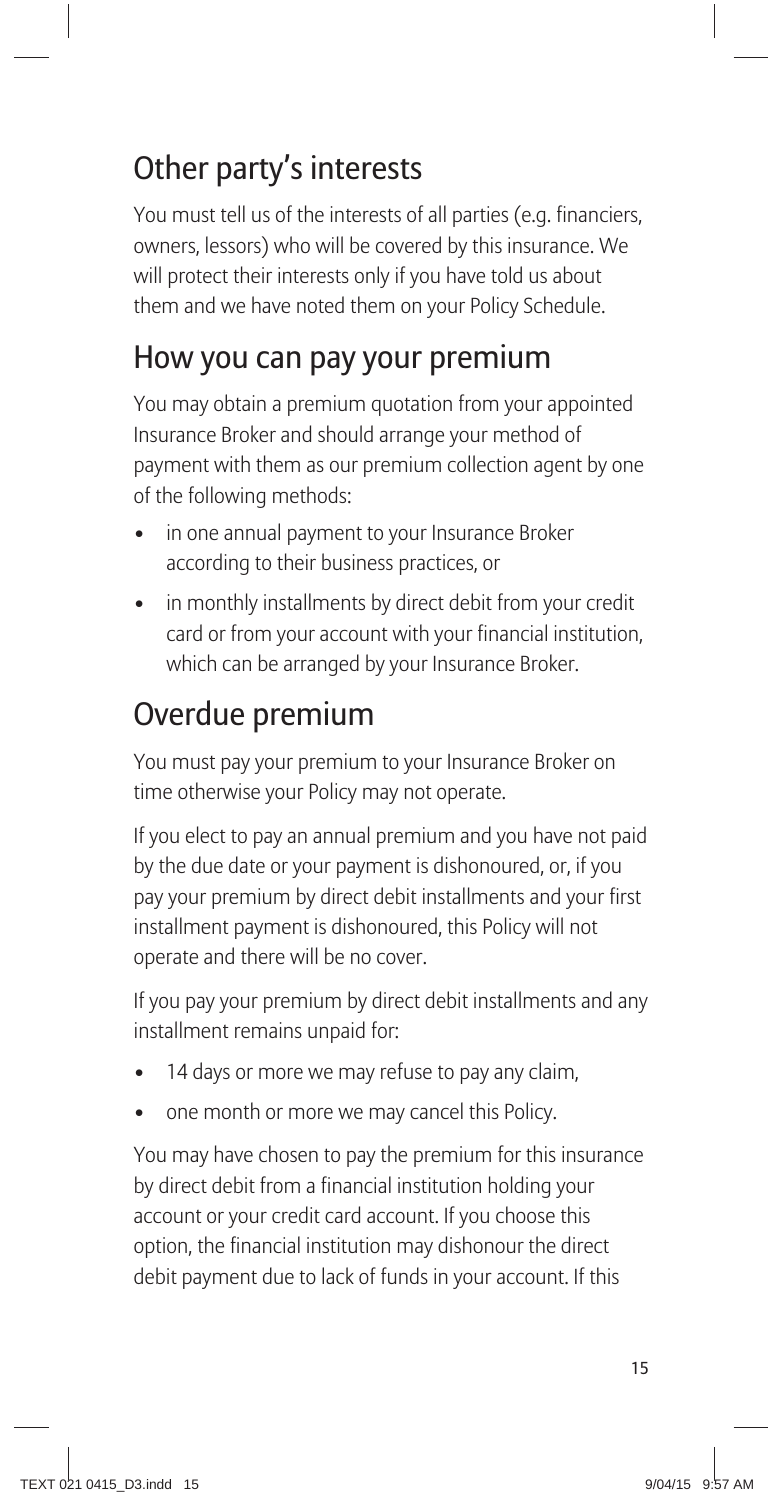## Other party's interests

You must tell us of the interests of all parties (e.g. financiers, owners, lessors) who will be covered by this insurance. We will protect their interests only if you have told us about them and we have noted them on your Policy Schedule.

## How you can pay your premium

You may obtain a premium quotation from your appointed Insurance Broker and should arrange your method of payment with them as our premium collection agent by one of the following methods:

- in one annual payment to your Insurance Broker according to their business practices, or
- in monthly installments by direct debit from your credit card or from your account with your financial institution, which can be arranged by your Insurance Broker.

## Overdue premium

You must pay your premium to your Insurance Broker on time otherwise your Policy may not operate.

If you elect to pay an annual premium and you have not paid by the due date or your payment is dishonoured, or, if you pay your premium by direct debit installments and your first installment payment is dishonoured, this Policy will not operate and there will be no cover.

If you pay your premium by direct debit installments and any installment remains unpaid for:

- 14 days or more we may refuse to pay any claim,
- one month or more we may cancel this Policy.

You may have chosen to pay the premium for this insurance by direct debit from a financial institution holding your account or your credit card account. If you choose this option, the financial institution may dishonour the direct debit payment due to lack of funds in your account. If this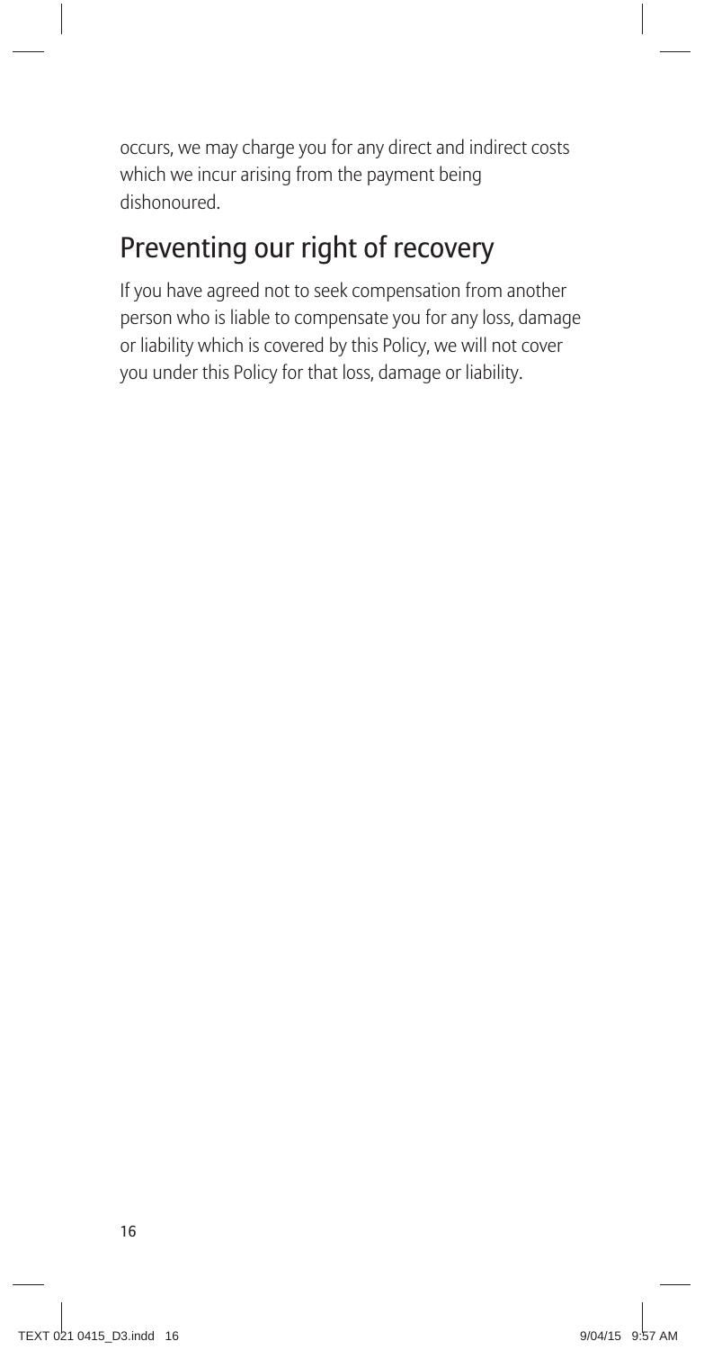occurs, we may charge you for any direct and indirect costs which we incur arising from the payment being dishonoured.

## Preventing our right of recovery

If you have agreed not to seek compensation from another person who is liable to compensate you for any loss, damage or liability which is covered by this Policy, we will not cover you under this Policy for that loss, damage or liability.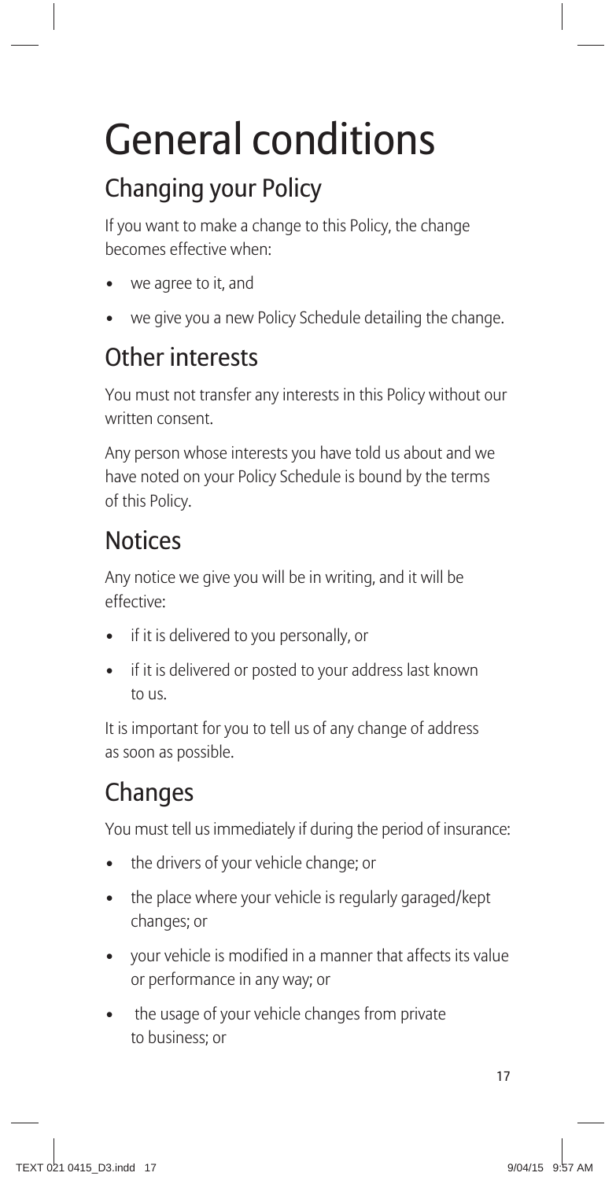# General conditions

## Changing your Policy

If you want to make a change to this Policy, the change becomes effective when:

- we agree to it, and
- we give you a new Policy Schedule detailing the change.

## Other interests

You must not transfer any interests in this Policy without our written consent.

Any person whose interests you have told us about and we have noted on your Policy Schedule is bound by the terms of this Policy.

## Notices

Any notice we give you will be in writing, and it will be effective:

- if it is delivered to you personally, or
- if it is delivered or posted to your address last known to us.

It is important for you to tell us of any change of address as soon as possible.

## Changes

You must tell us immediately if during the period of insurance:

- the drivers of your vehicle change; or
- the place where your vehicle is regularly garaged/kept changes; or
- your vehicle is modified in a manner that affects its value or performance in any way; or
- the usage of your vehicle changes from private to business; or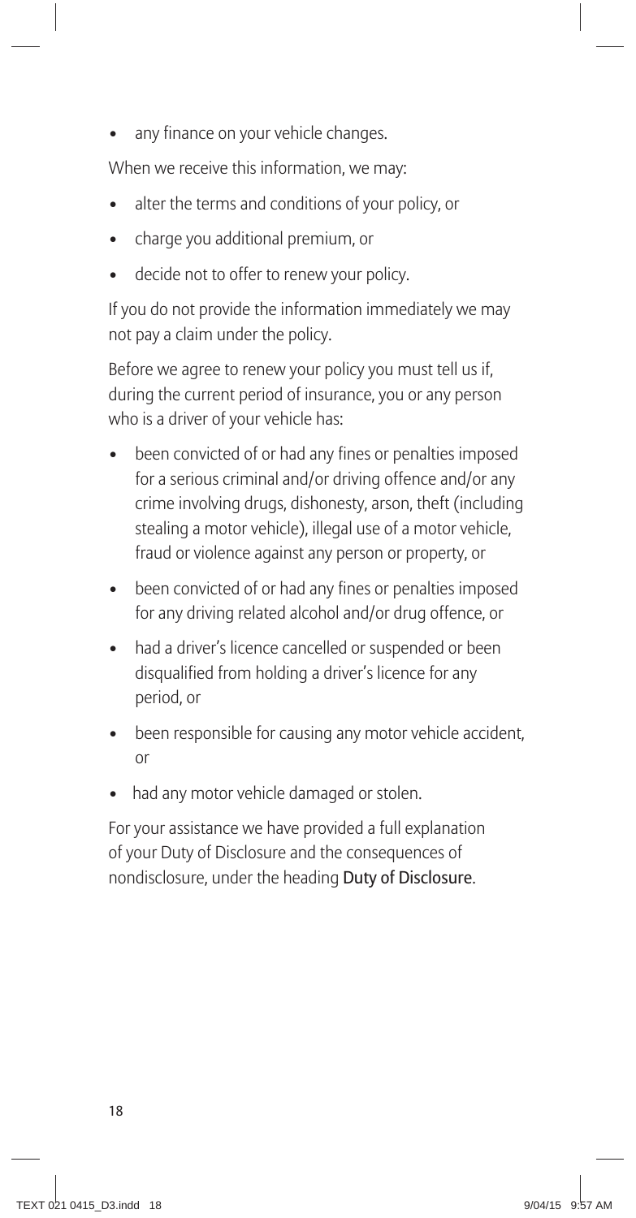- any finance on your vehicle changes.

When we receive this information, we may:

- alter the terms and conditions of your policy, or
- charge you additional premium, or
- decide not to offer to renew your policy.

If you do not provide the information immediately we may not pay a claim under the policy.

Before we agree to renew your policy you must tell us if, during the current period of insurance, you or any person who is a driver of your vehicle has:

- been convicted of or had any fines or penalties imposed for a serious criminal and/or driving offence and/or any crime involving drugs, dishonesty, arson, theft (including stealing a motor vehicle), illegal use of a motor vehicle, fraud or violence against any person or property, or
- been convicted of or had any fines or penalties imposed for any driving related alcohol and/or drug offence, or
- had a driver's licence cancelled or suspended or been disqualified from holding a driver's licence for any period, or
- been responsible for causing any motor vehicle accident, or
- had any motor vehicle damaged or stolen.

For your assistance we have provided a full explanation of your Duty of Disclosure and the consequences of nondisclosure, under the heading **Duty of Disclosure**.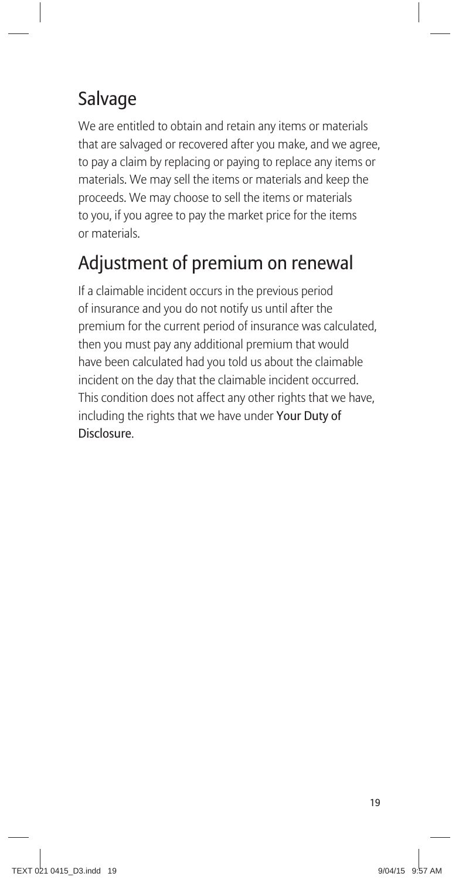## Salvage

We are entitled to obtain and retain any items or materials that are salvaged or recovered after you make, and we agree, to pay a claim by replacing or paying to replace any items or materials. We may sell the items or materials and keep the proceeds. We may choose to sell the items or materials to you, if you agree to pay the market price for the items or materials.

## Adjustment of premium on renewal

If a claimable incident occurs in the previous period of insurance and you do not notify us until after the premium for the current period of insurance was calculated, then you must pay any additional premium that would have been calculated had you told us about the claimable incident on the day that the claimable incident occurred. This condition does not affect any other rights that we have, including the rights that we have under **Your Duty of Disclosure**.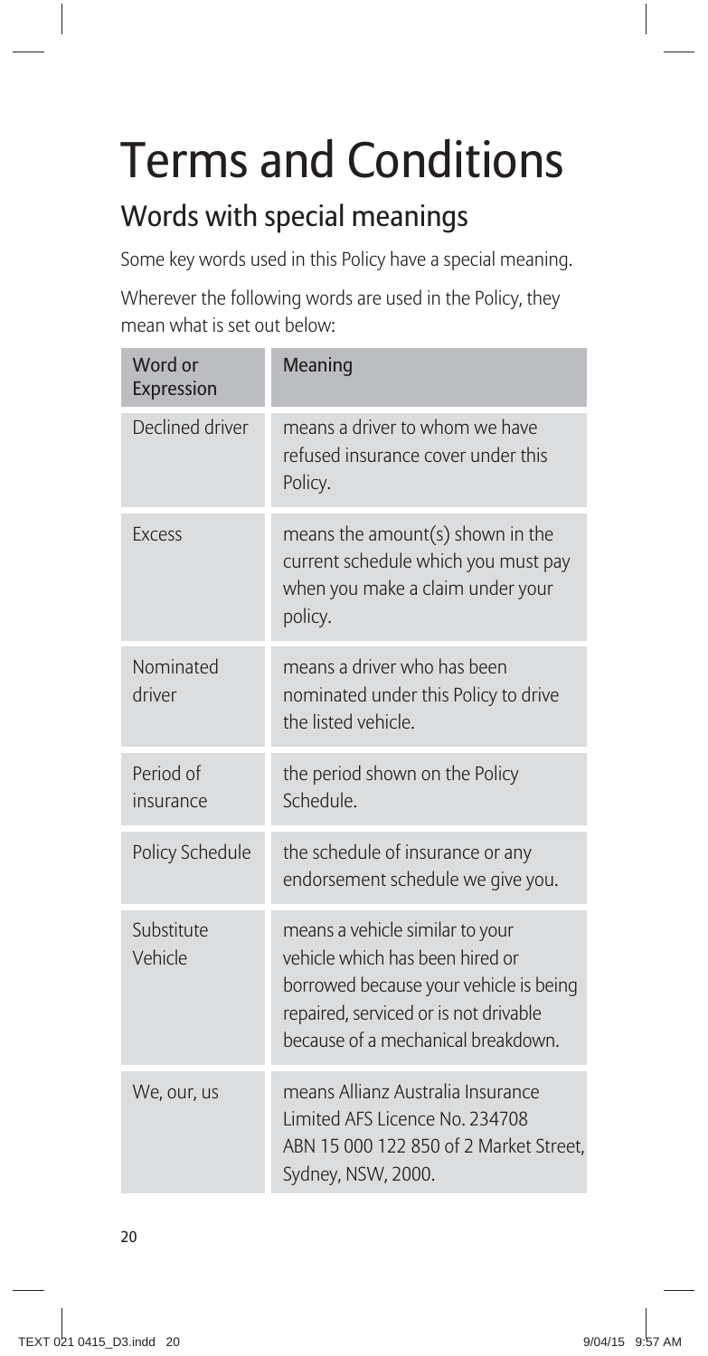# Terms and Conditions

## Words with special meanings

Some key words used in this Policy have a special meaning.

Wherever the following words are used in the Policy, they mean what is set out below:

| Word or Expression | Meaning |
|---|---|
| Declined driver | means a driver to whom we have refused insurance cover under this Policy. |
| Excess | means the amount(s) shown in the current schedule which you must pay when you make a claim under your policy. |
| Nominated driver | means a driver who has been nominated under this Policy to drive the listed vehicle. |
| Period of insurance | the period shown on the Policy Schedule. |
| Policy Schedule | the schedule of insurance or any endorsement schedule we give you. |
| Substitute Vehicle | means a vehicle similar to your vehicle which has been hired or borrowed because your vehicle is being repaired, serviced or is not drivable because of a mechanical breakdown. |
| We, our, us | means Allianz Australia Insurance Limited AFS Licence No. 234708 ABN 15 000 122 850 of 2 Market Street, Sydney, NSW, 2000. |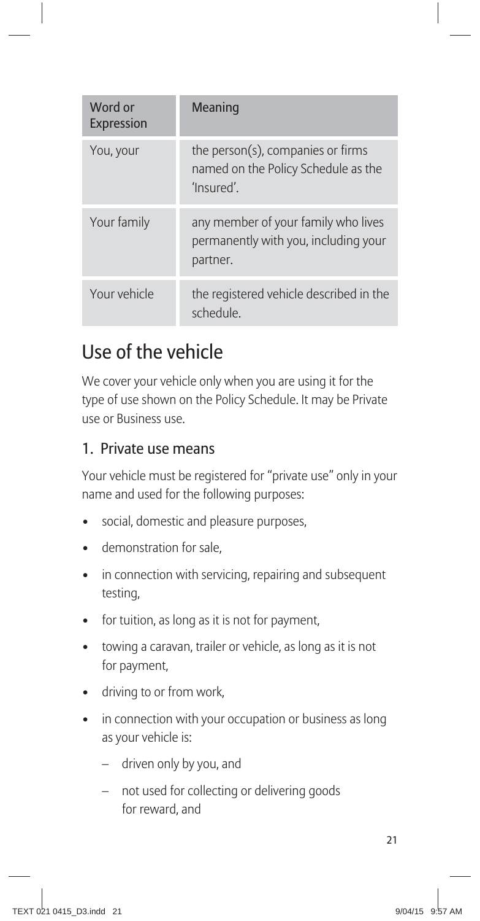| Word or Expression | Meaning |
| --- | --- |
| You, your | the person(s), companies or firms named on the Policy Schedule as the 'Insured'. |
| Your family | any member of your family who lives permanently with you, including your partner. |
| Your vehicle | the registered vehicle described in the schedule. |

# Use of the vehicle

We cover your vehicle only when you are using it for the type of use shown on the Policy Schedule. It may be Private use or Business use.

## 1. Private use means

Your vehicle must be registered for "private use" only in your name and used for the following purposes:

- social, domestic and pleasure purposes,
- demonstration for sale,
- in connection with servicing, repairing and subsequent testing,
- for tuition, as long as it is not for payment,
- towing a caravan, trailer or vehicle, as long as it is not for payment,
- driving to or from work,
- in connection with your occupation or business as long as your vehicle is:
  - driven only by you, and
  - not used for collecting or delivering goods for reward, and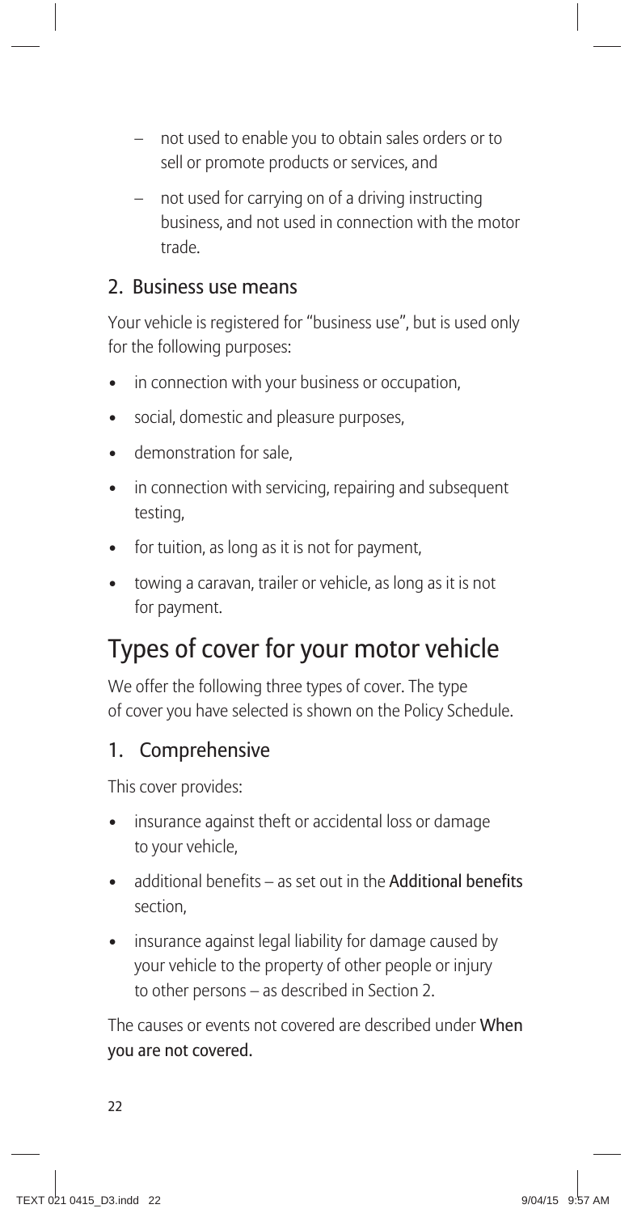- not used to enable you to obtain sales orders or to sell or promote products or services, and
- not used for carrying on of a driving instructing business, and not used in connection with the motor trade.

### 2. Business use means

Your vehicle is registered for "business use", but is used only for the following purposes:

- in connection with your business or occupation,
- social, domestic and pleasure purposes,
- demonstration for sale,
- in connection with servicing, repairing and subsequent testing,
- for tuition, as long as it is not for payment,
- towing a caravan, trailer or vehicle, as long as it is not for payment.

## Types of cover for your motor vehicle

We offer the following three types of cover. The type of cover you have selected is shown on the Policy Schedule.

### 1. Comprehensive

This cover provides:

- insurance against theft or accidental loss or damage to your vehicle,
- additional benefits – as set out in the **Additional benefits** section,
- insurance against legal liability for damage caused by your vehicle to the property of other people or injury to other persons – as described in Section 2.

The causes or events not covered are described under **When you are not covered.**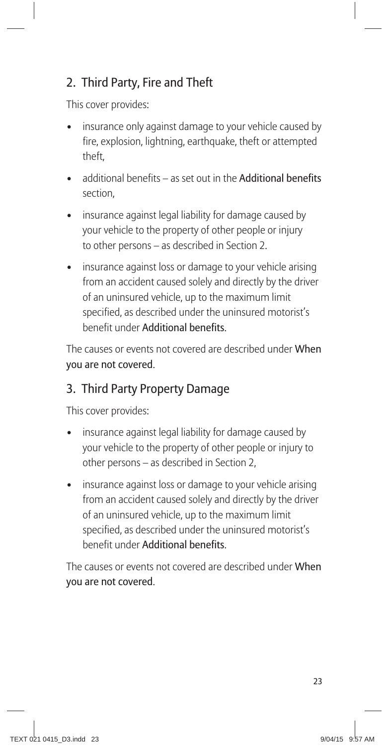## 2. Third Party, Fire and Theft

This cover provides:

- insurance only against damage to your vehicle caused by fire, explosion, lightning, earthquake, theft or attempted theft,
- additional benefits – as set out in the **Additional benefits** section,
- insurance against legal liability for damage caused by your vehicle to the property of other people or injury to other persons – as described in Section 2.
- insurance against loss or damage to your vehicle arising from an accident caused solely and directly by the driver of an uninsured vehicle, up to the maximum limit specified, as described under the uninsured motorist's benefit under **Additional benefits**.

The causes or events not covered are described under **When you are not covered**.

## 3. Third Party Property Damage

This cover provides:

- insurance against legal liability for damage caused by your vehicle to the property of other people or injury to other persons – as described in Section 2,
- insurance against loss or damage to your vehicle arising from an accident caused solely and directly by the driver of an uninsured vehicle, up to the maximum limit specified, as described under the uninsured motorist's benefit under **Additional benefits**.

The causes or events not covered are described under **When you are not covered**.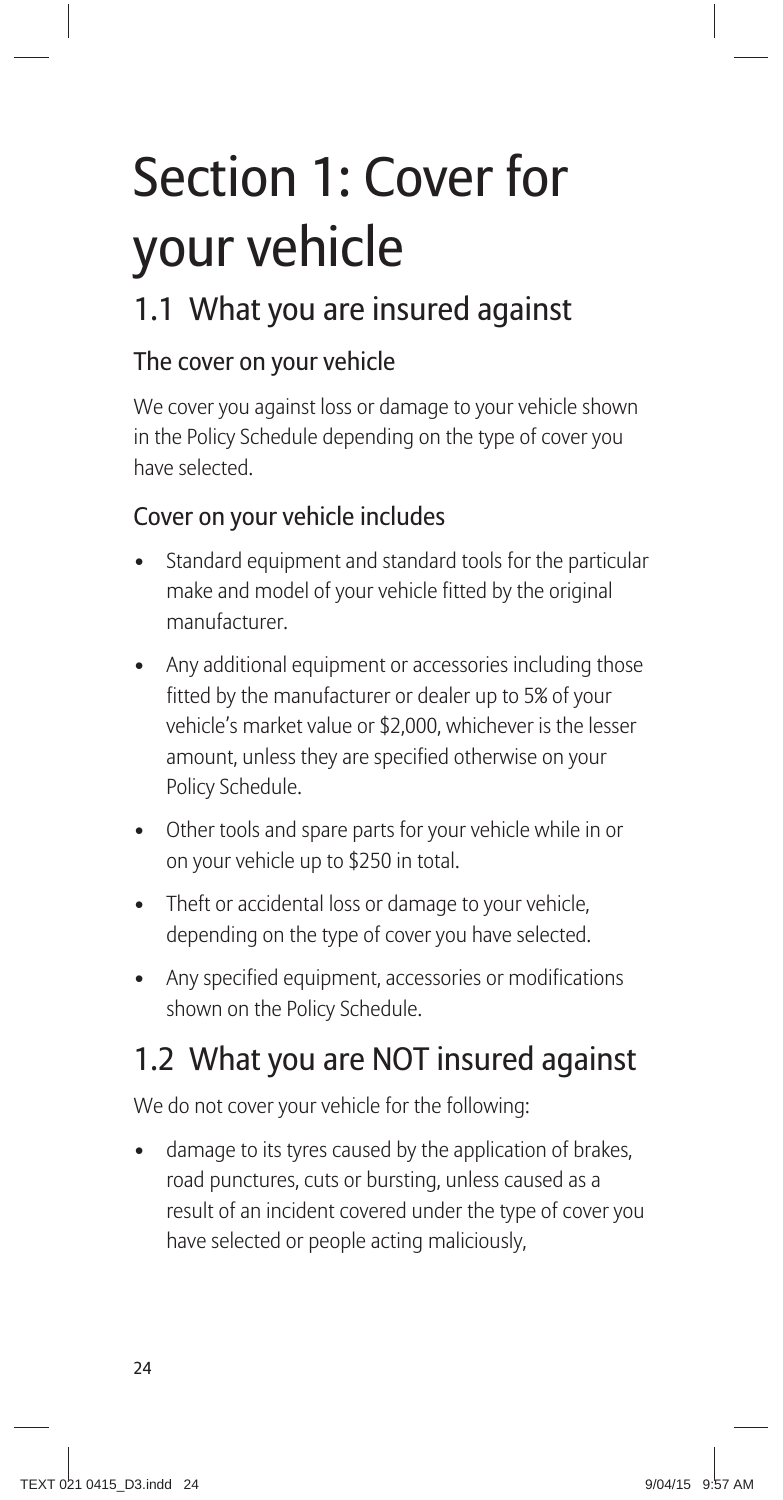# Section 1: Cover for your vehicle

## 1.1 What you are insured against

### The cover on your vehicle

We cover you against loss or damage to your vehicle shown in the Policy Schedule depending on the type of cover you have selected.

### Cover on your vehicle includes

- Standard equipment and standard tools for the particular make and model of your vehicle fitted by the original manufacturer.
- Any additional equipment or accessories including those fitted by the manufacturer or dealer up to 5% of your vehicle's market value or $2,000, whichever is the lesser amount, unless they are specified otherwise on your Policy Schedule.
- Other tools and spare parts for your vehicle while in or on your vehicle up to $250 in total.
- Theft or accidental loss or damage to your vehicle, depending on the type of cover you have selected.
- Any specified equipment, accessories or modifications shown on the Policy Schedule.

## 1.2 What you are NOT insured against

We do not cover your vehicle for the following:

- damage to its tyres caused by the application of brakes, road punctures, cuts or bursting, unless caused as a result of an incident covered under the type of cover you have selected or people acting maliciously,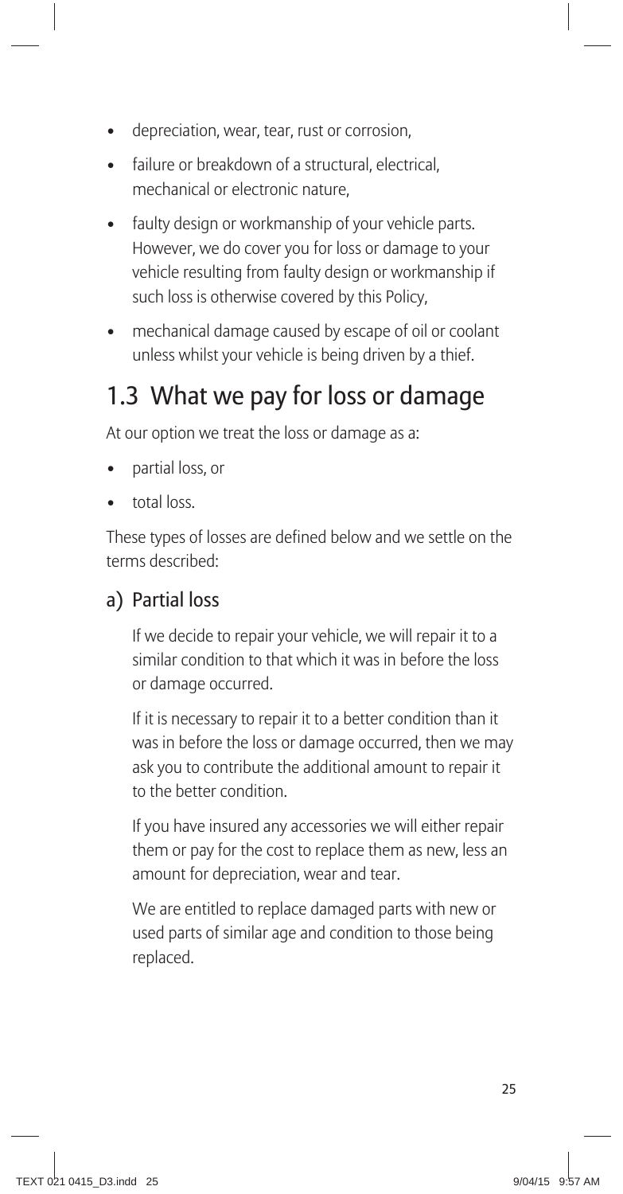- depreciation, wear, tear, rust or corrosion,
- failure or breakdown of a structural, electrical, mechanical or electronic nature,
- faulty design or workmanship of your vehicle parts. However, we do cover you for loss or damage to your vehicle resulting from faulty design or workmanship if such loss is otherwise covered by this Policy,
- mechanical damage caused by escape of oil or coolant unless whilst your vehicle is being driven by a thief.

## 1.3 What we pay for loss or damage

At our option we treat the loss or damage as a:

- partial loss, or
- total loss.

These types of losses are defined below and we settle on the terms described:

### a) Partial loss

If we decide to repair your vehicle, we will repair it to a similar condition to that which it was in before the loss or damage occurred.

If it is necessary to repair it to a better condition than it was in before the loss or damage occurred, then we may ask you to contribute the additional amount to repair it to the better condition.

If you have insured any accessories we will either repair them or pay for the cost to replace them as new, less an amount for depreciation, wear and tear.

We are entitled to replace damaged parts with new or used parts of similar age and condition to those being replaced.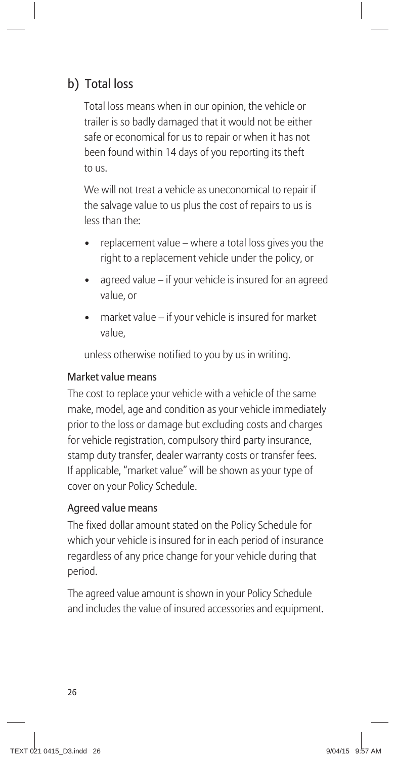## b) Total loss

Total loss means when in our opinion, the vehicle or trailer is so badly damaged that it would not be either safe or economical for us to repair or when it has not been found within 14 days of you reporting its theft to us.

We will not treat a vehicle as uneconomical to repair if the salvage value to us plus the cost of repairs to us is less than the:

- replacement value – where a total loss gives you the right to a replacement vehicle under the policy, or
- agreed value – if your vehicle is insured for an agreed value, or
- market value – if your vehicle is insured for market value,

unless otherwise notified to you by us in writing.

### Market value means

The cost to replace your vehicle with a vehicle of the same make, model, age and condition as your vehicle immediately prior to the loss or damage but excluding costs and charges for vehicle registration, compulsory third party insurance, stamp duty transfer, dealer warranty costs or transfer fees. If applicable, "market value" will be shown as your type of cover on your Policy Schedule.

### Agreed value means

The fixed dollar amount stated on the Policy Schedule for which your vehicle is insured for in each period of insurance regardless of any price change for your vehicle during that period.

The agreed value amount is shown in your Policy Schedule and includes the value of insured accessories and equipment.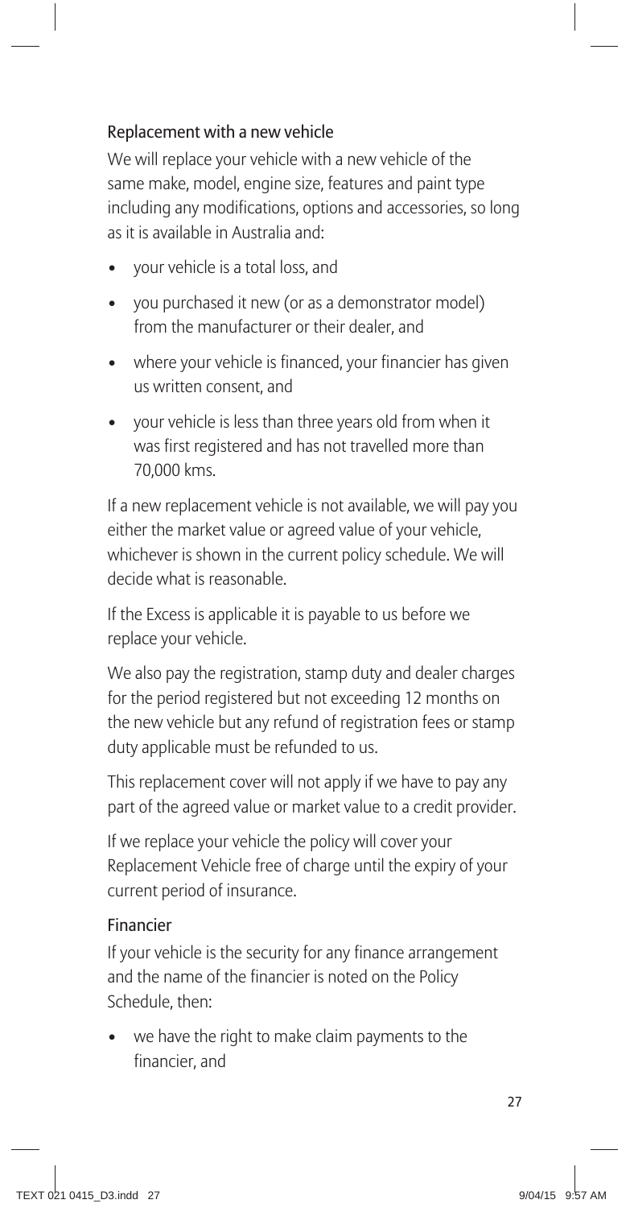### Replacement with a new vehicle

We will replace your vehicle with a new vehicle of the same make, model, engine size, features and paint type including any modifications, options and accessories, so long as it is available in Australia and:

- your vehicle is a total loss, and
- you purchased it new (or as a demonstrator model) from the manufacturer or their dealer, and
- where your vehicle is financed, your financier has given us written consent, and
- your vehicle is less than three years old from when it was first registered and has not travelled more than 70,000 kms.

If a new replacement vehicle is not available, we will pay you either the market value or agreed value of your vehicle, whichever is shown in the current policy schedule. We will decide what is reasonable.

If the Excess is applicable it is payable to us before we replace your vehicle.

We also pay the registration, stamp duty and dealer charges for the period registered but not exceeding 12 months on the new vehicle but any refund of registration fees or stamp duty applicable must be refunded to us.

This replacement cover will not apply if we have to pay any part of the agreed value or market value to a credit provider.

If we replace your vehicle the policy will cover your Replacement Vehicle free of charge until the expiry of your current period of insurance.

### Financier

If your vehicle is the security for any finance arrangement and the name of the financier is noted on the Policy Schedule, then:

- we have the right to make claim payments to the financier, and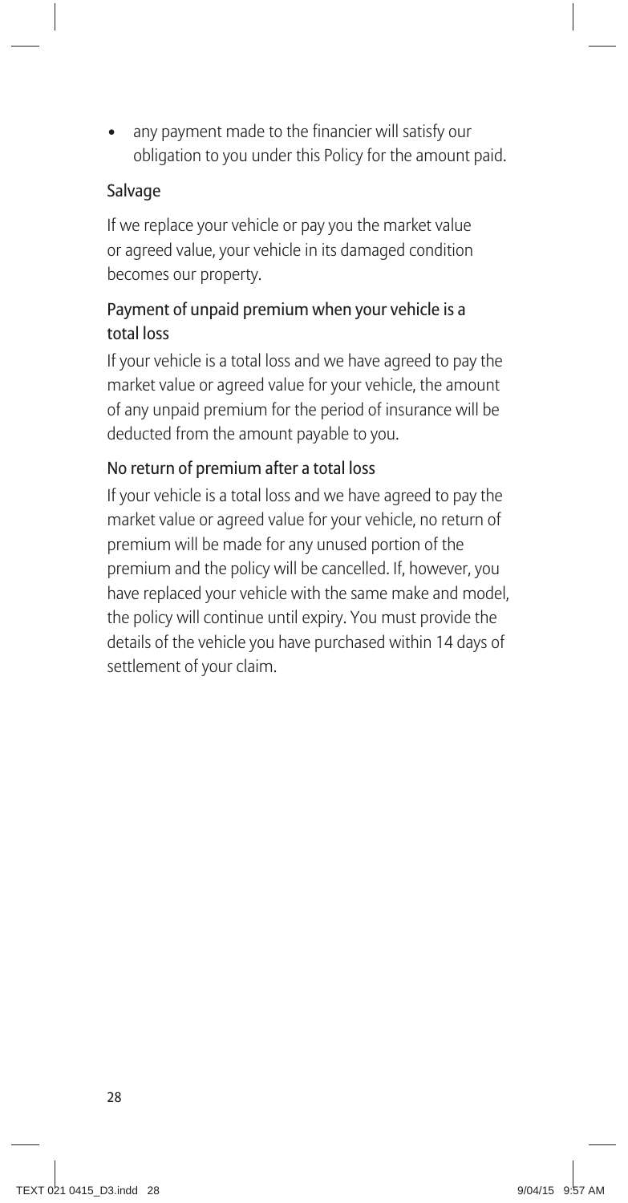- any payment made to the financier will satisfy our obligation to you under this Policy for the amount paid.

### Salvage

If we replace your vehicle or pay you the market value or agreed value, your vehicle in its damaged condition becomes our property.

### Payment of unpaid premium when your vehicle is a total loss

If your vehicle is a total loss and we have agreed to pay the market value or agreed value for your vehicle, the amount of any unpaid premium for the period of insurance will be deducted from the amount payable to you.

### No return of premium after a total loss

If your vehicle is a total loss and we have agreed to pay the market value or agreed value for your vehicle, no return of premium will be made for any unused portion of the premium and the policy will be cancelled. If, however, you have replaced your vehicle with the same make and model, the policy will continue until expiry. You must provide the details of the vehicle you have purchased within 14 days of settlement of your claim.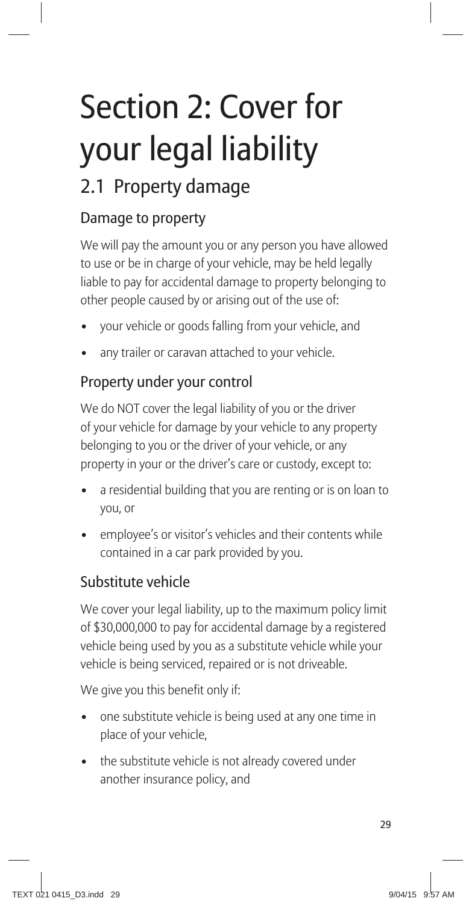# Section 2: Cover for your legal liability

## 2.1 Property damage

### Damage to property

We will pay the amount you or any person you have allowed to use or be in charge of your vehicle, may be held legally liable to pay for accidental damage to property belonging to other people caused by or arising out of the use of:

- your vehicle or goods falling from your vehicle, and
- any trailer or caravan attached to your vehicle.

### Property under your control

We do NOT cover the legal liability of you or the driver of your vehicle for damage by your vehicle to any property belonging to you or the driver of your vehicle, or any property in your or the driver's care or custody, except to:

- a residential building that you are renting or is on loan to you, or
- employee's or visitor's vehicles and their contents while contained in a car park provided by you.

### Substitute vehicle

We cover your legal liability, up to the maximum policy limit of $30,000,000 to pay for accidental damage by a registered vehicle being used by you as a substitute vehicle while your vehicle is being serviced, repaired or is not driveable.

We give you this benefit only if:

- one substitute vehicle is being used at any one time in place of your vehicle,
- the substitute vehicle is not already covered under another insurance policy, and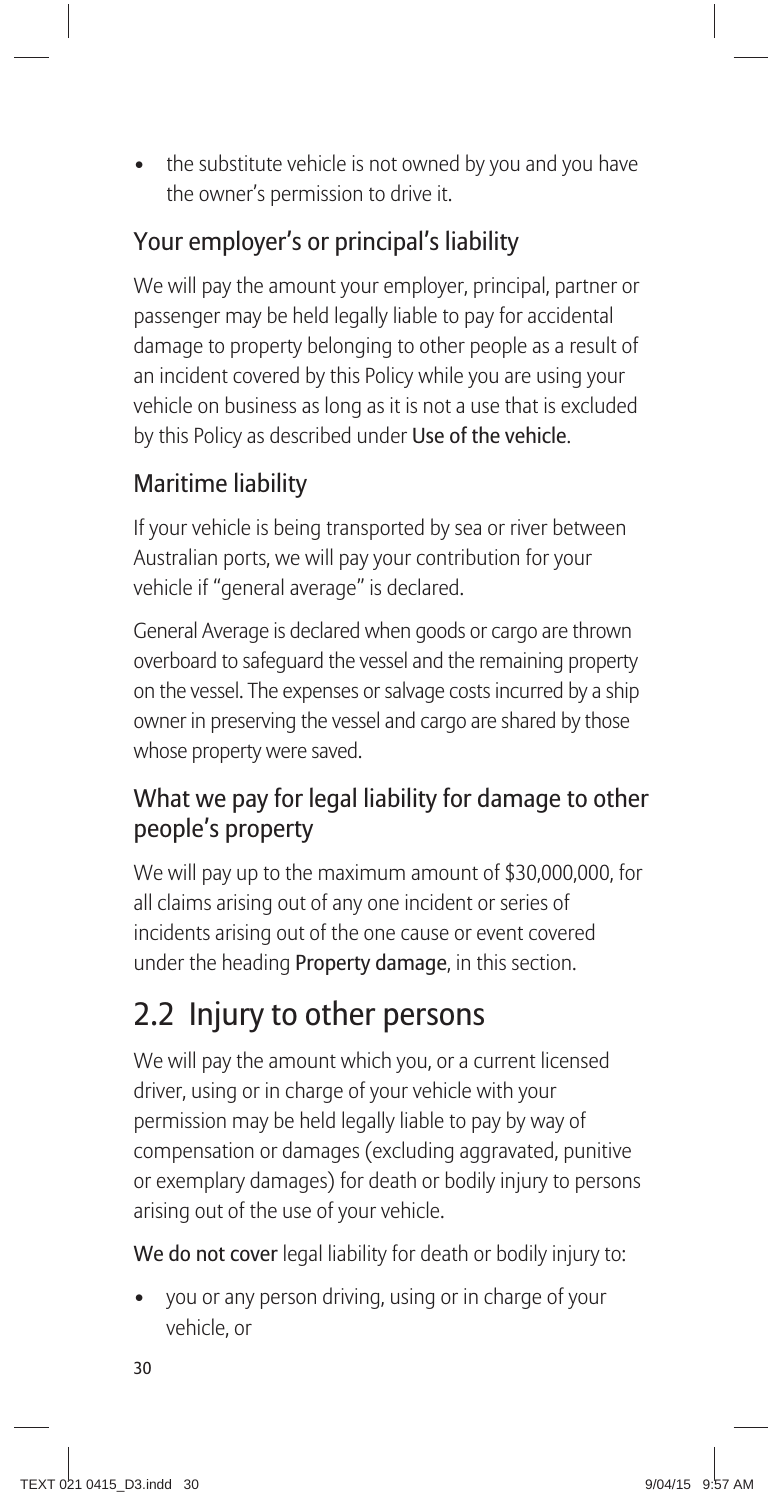- the substitute vehicle is not owned by you and you have the owner's permission to drive it.

### Your employer's or principal's liability

We will pay the amount your employer, principal, partner or passenger may be held legally liable to pay for accidental damage to property belonging to other people as a result of an incident covered by this Policy while you are using your vehicle on business as long as it is not a use that is excluded by this Policy as described under **Use of the vehicle**.

### Maritime liability

If your vehicle is being transported by sea or river between Australian ports, we will pay your contribution for your vehicle if "general average" is declared.

General Average is declared when goods or cargo are thrown overboard to safeguard the vessel and the remaining property on the vessel. The expenses or salvage costs incurred by a ship owner in preserving the vessel and cargo are shared by those whose property were saved.

### What we pay for legal liability for damage to other people's property

We will pay up to the maximum amount of $30,000,000, for all claims arising out of any one incident or series of incidents arising out of the one cause or event covered under the heading **Property damage**, in this section.

## 2.2 Injury to other persons

We will pay the amount which you, or a current licensed driver, using or in charge of your vehicle with your permission may be held legally liable to pay by way of compensation or damages (excluding aggravated, punitive or exemplary damages) for death or bodily injury to persons arising out of the use of your vehicle.

**We do not cover** legal liability for death or bodily injury to:

- you or any person driving, using or in charge of your vehicle, or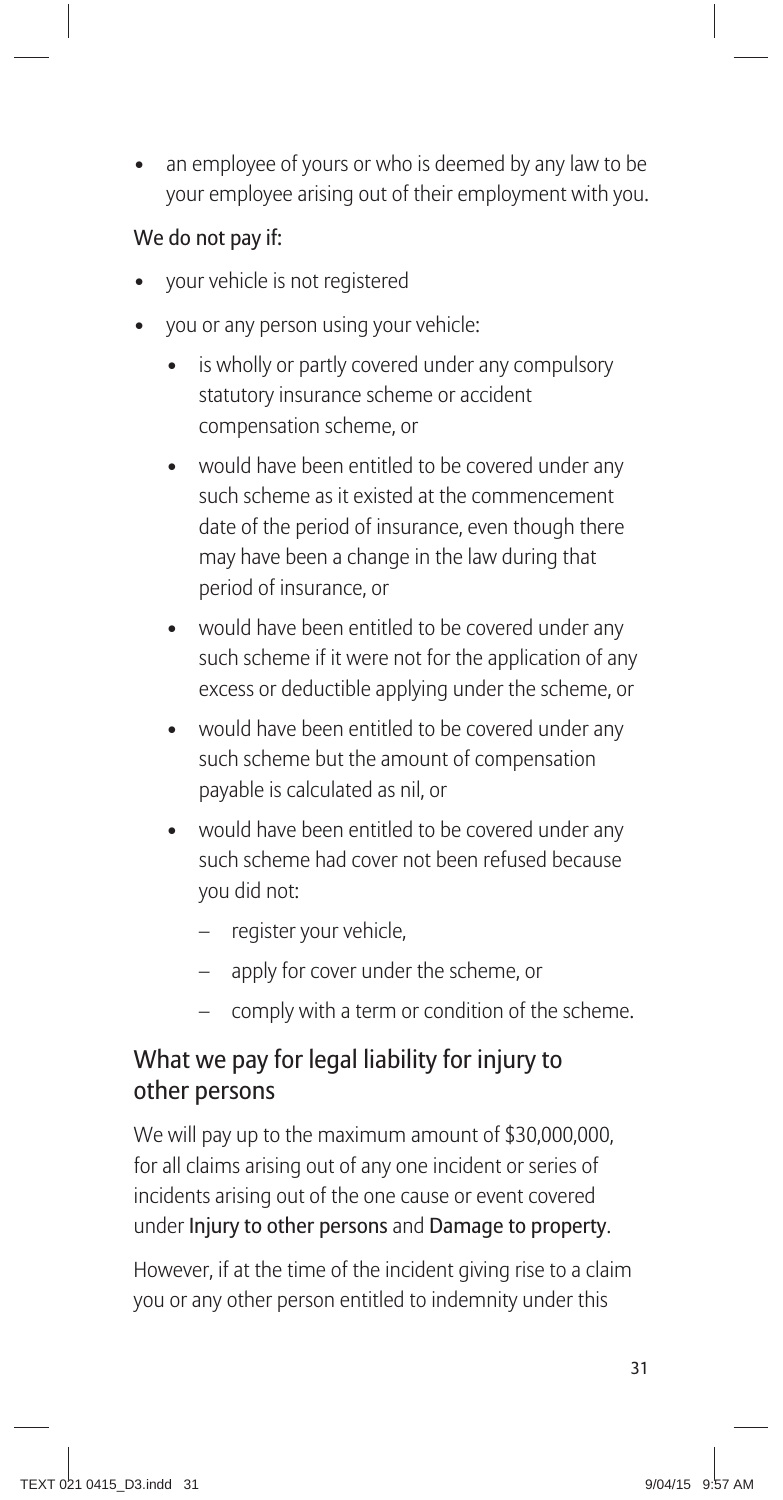- an employee of yours or who is deemed by any law to be your employee arising out of their employment with you.

**We do not pay if:**

- your vehicle is not registered
- you or any person using your vehicle:
  - is wholly or partly covered under any compulsory statutory insurance scheme or accident compensation scheme, or
  - would have been entitled to be covered under any such scheme as it existed at the commencement date of the period of insurance, even though there may have been a change in the law during that period of insurance, or
  - would have been entitled to be covered under any such scheme if it were not for the application of any excess or deductible applying under the scheme, or
  - would have been entitled to be covered under any such scheme but the amount of compensation payable is calculated as nil, or
  - would have been entitled to be covered under any such scheme had cover not been refused because you did not:
    - register your vehicle,
    - apply for cover under the scheme, or
    - comply with a term or condition of the scheme.

## What we pay for legal liability for injury to other persons

We will pay up to the maximum amount of $30,000,000, for all claims arising out of any one incident or series of incidents arising out of the one cause or event covered under **Injury to other persons** and **Damage to property**.

However, if at the time of the incident giving rise to a claim you or any other person entitled to indemnity under this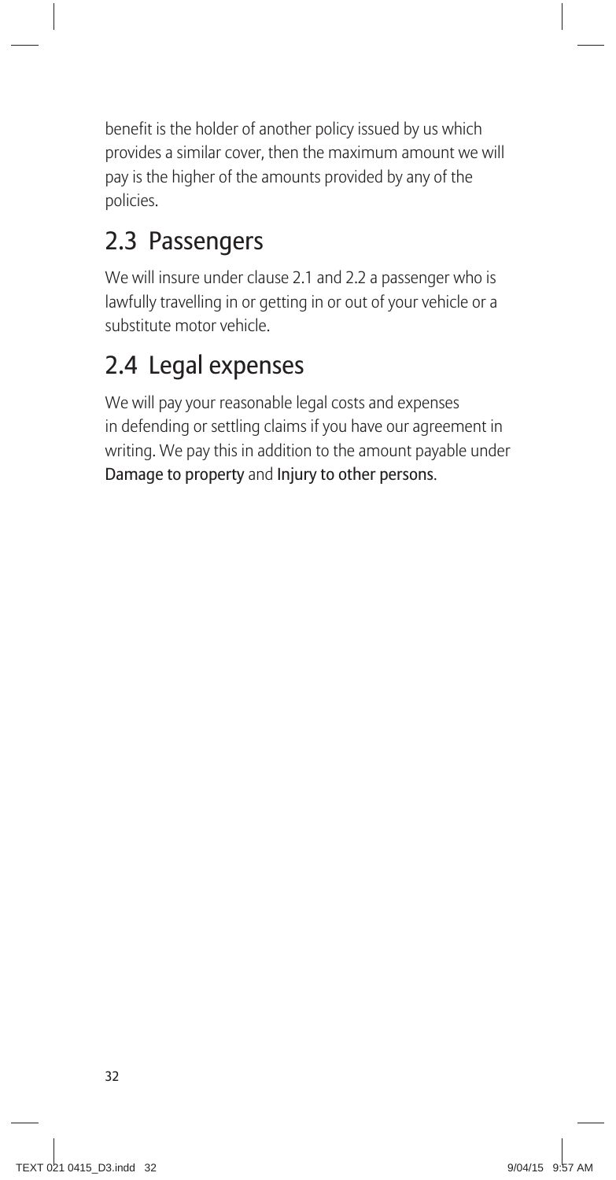benefit is the holder of another policy issued by us which provides a similar cover, then the maximum amount we will pay is the higher of the amounts provided by any of the policies.

## 2.3 Passengers

We will insure under clause 2.1 and 2.2 a passenger who is lawfully travelling in or getting in or out of your vehicle or a substitute motor vehicle.

## 2.4 Legal expenses

We will pay your reasonable legal costs and expenses in defending or settling claims if you have our agreement in writing. We pay this in addition to the amount payable under **Damage to property** and **Injury to other persons**.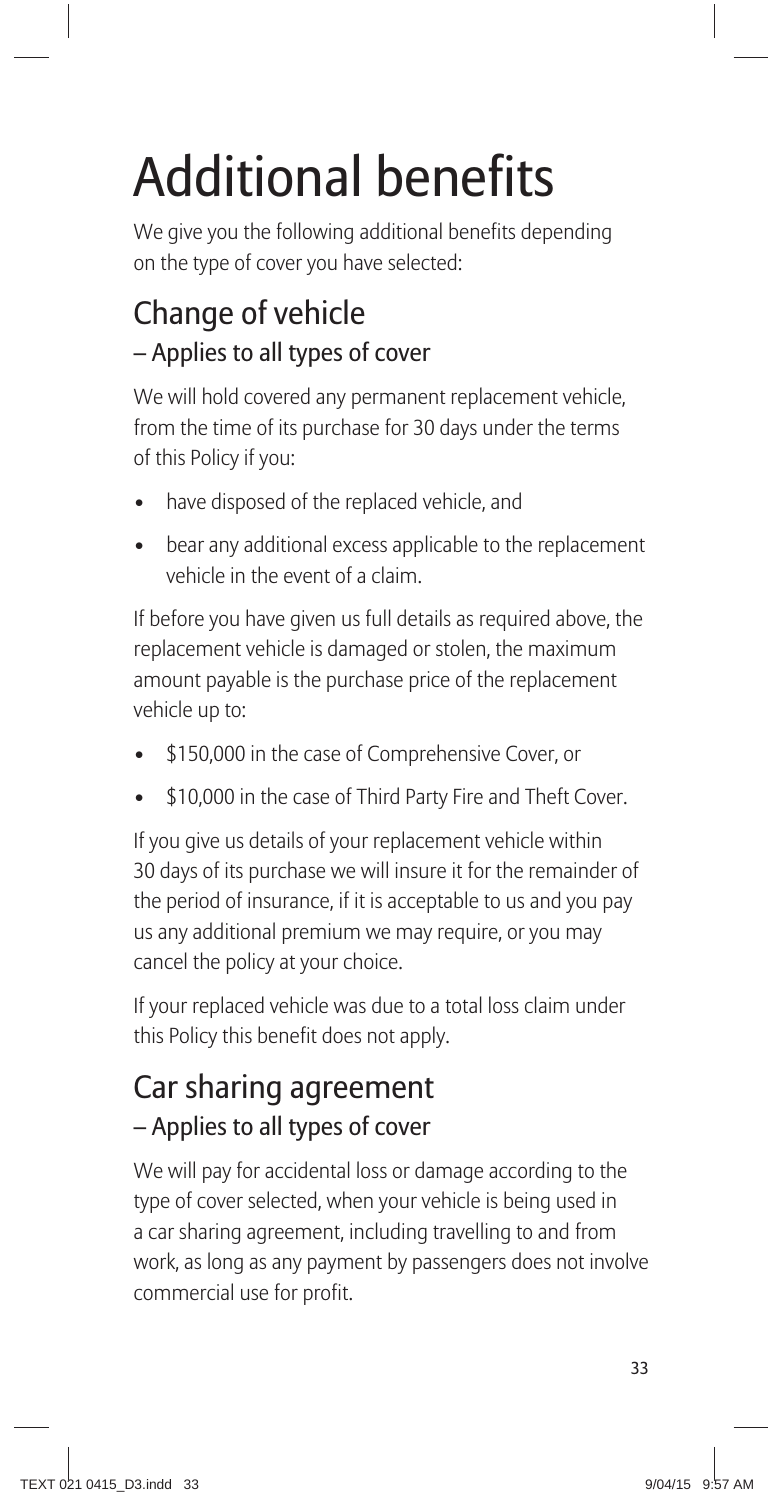# Additional benefits

We give you the following additional benefits depending on the type of cover you have selected:

## Change of vehicle

### – Applies to all types of cover

We will hold covered any permanent replacement vehicle, from the time of its purchase for 30 days under the terms of this Policy if you:

- have disposed of the replaced vehicle, and
- bear any additional excess applicable to the replacement vehicle in the event of a claim.

If before you have given us full details as required above, the replacement vehicle is damaged or stolen, the maximum amount payable is the purchase price of the replacement vehicle up to:

- $150,000 in the case of Comprehensive Cover, or
- $10,000 in the case of Third Party Fire and Theft Cover.

If you give us details of your replacement vehicle within 30 days of its purchase we will insure it for the remainder of the period of insurance, if it is acceptable to us and you pay us any additional premium we may require, or you may cancel the policy at your choice.

If your replaced vehicle was due to a total loss claim under this Policy this benefit does not apply.

## Car sharing agreement

### – Applies to all types of cover

We will pay for accidental loss or damage according to the type of cover selected, when your vehicle is being used in a car sharing agreement, including travelling to and from work, as long as any payment by passengers does not involve commercial use for profit.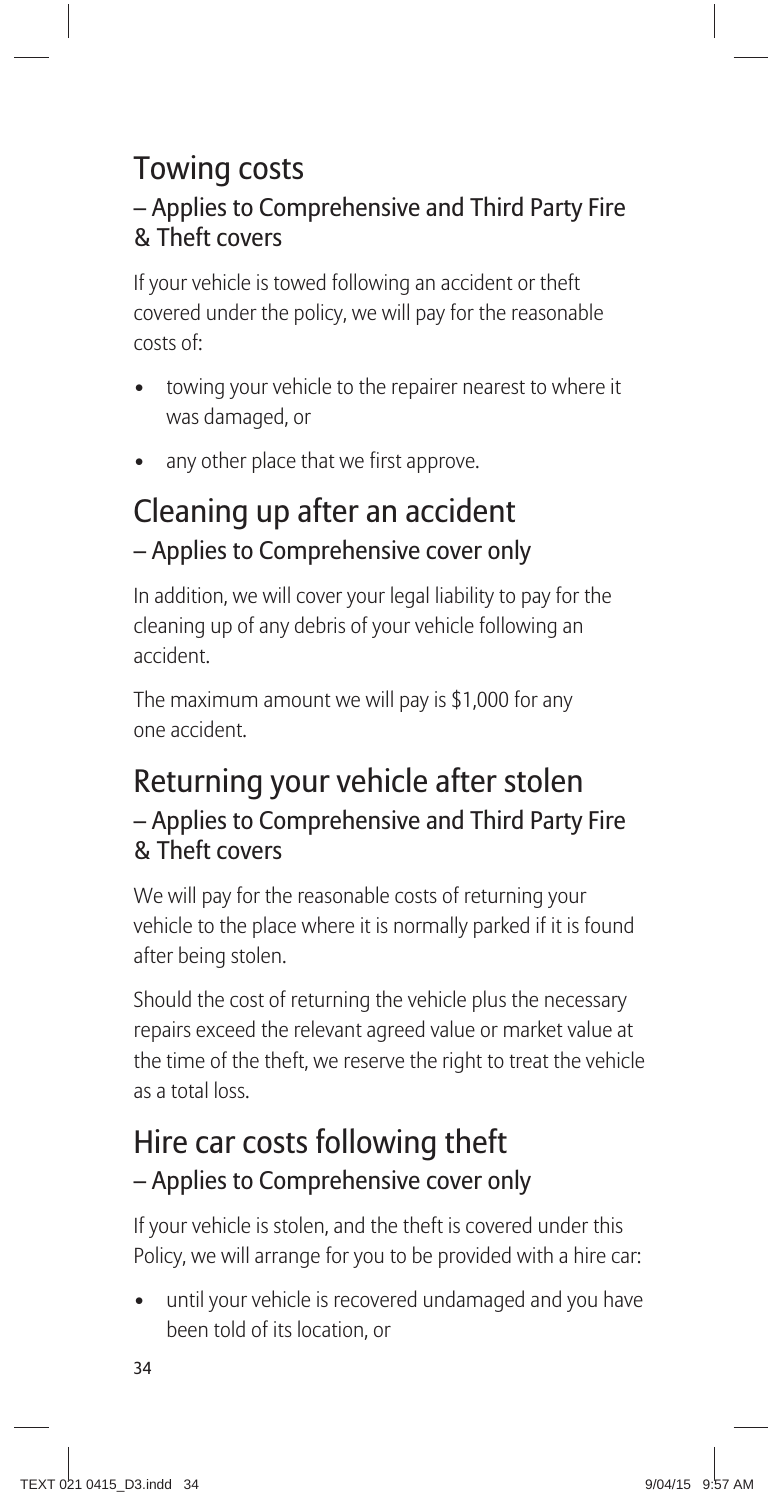## Towing costs

### – Applies to Comprehensive and Third Party Fire & Theft covers

If your vehicle is towed following an accident or theft covered under the policy, we will pay for the reasonable costs of:

- towing your vehicle to the repairer nearest to where it was damaged, or
- any other place that we first approve.

## Cleaning up after an accident

### – Applies to Comprehensive cover only

In addition, we will cover your legal liability to pay for the cleaning up of any debris of your vehicle following an accident.

The maximum amount we will pay is $1,000 for any one accident.

## Returning your vehicle after stolen

### – Applies to Comprehensive and Third Party Fire & Theft covers

We will pay for the reasonable costs of returning your vehicle to the place where it is normally parked if it is found after being stolen.

Should the cost of returning the vehicle plus the necessary repairs exceed the relevant agreed value or market value at the time of the theft, we reserve the right to treat the vehicle as a total loss.

## Hire car costs following theft

### – Applies to Comprehensive cover only

If your vehicle is stolen, and the theft is covered under this Policy, we will arrange for you to be provided with a hire car:

- until your vehicle is recovered undamaged and you have been told of its location, or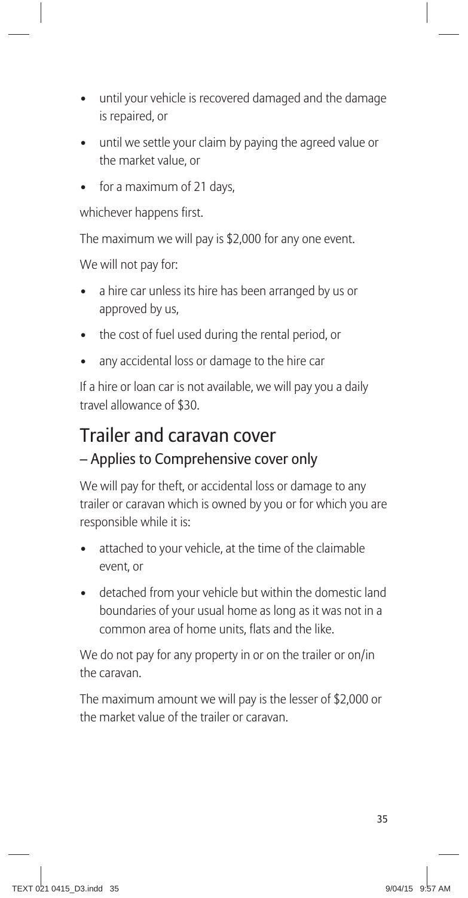- until your vehicle is recovered damaged and the damage is repaired, or
- until we settle your claim by paying the agreed value or the market value, or
- for a maximum of 21 days,

whichever happens first.

The maximum we will pay is $2,000 for any one event.

We will not pay for:

- a hire car unless its hire has been arranged by us or approved by us,
- the cost of fuel used during the rental period, or
- any accidental loss or damage to the hire car

If a hire or loan car is not available, we will pay you a daily travel allowance of $30.

## Trailer and caravan cover

### – Applies to Comprehensive cover only

We will pay for theft, or accidental loss or damage to any trailer or caravan which is owned by you or for which you are responsible while it is:

- attached to your vehicle, at the time of the claimable event, or
- detached from your vehicle but within the domestic land boundaries of your usual home as long as it was not in a common area of home units, flats and the like.

We do not pay for any property in or on the trailer or on/in the caravan.

The maximum amount we will pay is the lesser of $2,000 or the market value of the trailer or caravan.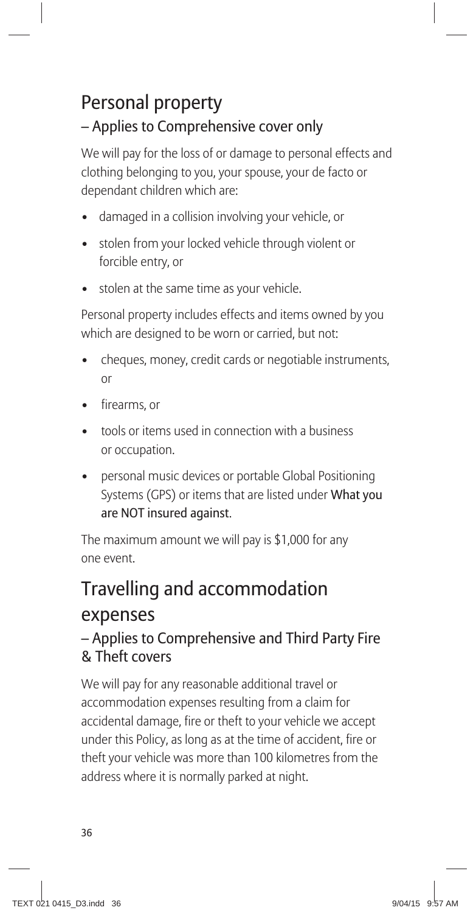## Personal property

### – Applies to Comprehensive cover only

We will pay for the loss of or damage to personal effects and clothing belonging to you, your spouse, your de facto or dependant children which are:

- damaged in a collision involving your vehicle, or
- stolen from your locked vehicle through violent or forcible entry, or
- stolen at the same time as your vehicle.

Personal property includes effects and items owned by you which are designed to be worn or carried, but not:

- cheques, money, credit cards or negotiable instruments, or
- firearms, or
- tools or items used in connection with a business or occupation.
- personal music devices or portable Global Positioning Systems (GPS) or items that are listed under **What you are NOT insured against**.

The maximum amount we will pay is $1,000 for any one event.

## Travelling and accommodation expenses

### – Applies to Comprehensive and Third Party Fire & Theft covers

We will pay for any reasonable additional travel or accommodation expenses resulting from a claim for accidental damage, fire or theft to your vehicle we accept under this Policy, as long as at the time of accident, fire or theft your vehicle was more than 100 kilometres from the address where it is normally parked at night.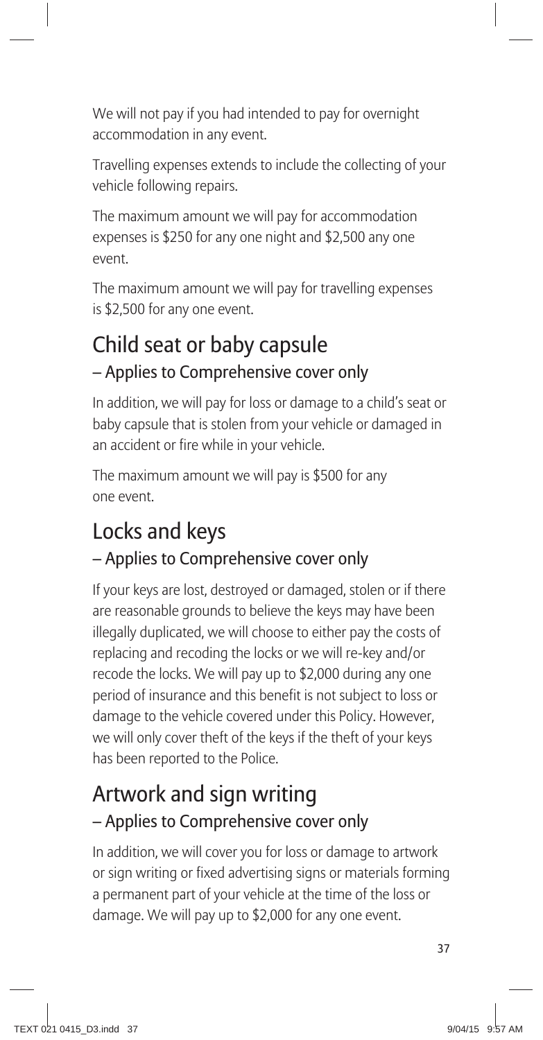We will not pay if you had intended to pay for overnight accommodation in any event.

Travelling expenses extends to include the collecting of your vehicle following repairs.

The maximum amount we will pay for accommodation expenses is $250 for any one night and $2,500 any one event.

The maximum amount we will pay for travelling expenses is $2,500 for any one event.

## Child seat or baby capsule

### – Applies to Comprehensive cover only

In addition, we will pay for loss or damage to a child's seat or baby capsule that is stolen from your vehicle or damaged in an accident or fire while in your vehicle.

The maximum amount we will pay is $500 for any one event.

## Locks and keys

### – Applies to Comprehensive cover only

If your keys are lost, destroyed or damaged, stolen or if there are reasonable grounds to believe the keys may have been illegally duplicated, we will choose to either pay the costs of replacing and recoding the locks or we will re-key and/or recode the locks. We will pay up to $2,000 during any one period of insurance and this benefit is not subject to loss or damage to the vehicle covered under this Policy. However, we will only cover theft of the keys if the theft of your keys has been reported to the Police.

## Artwork and sign writing

### – Applies to Comprehensive cover only

In addition, we will cover you for loss or damage to artwork or sign writing or fixed advertising signs or materials forming a permanent part of your vehicle at the time of the loss or damage. We will pay up to $2,000 for any one event.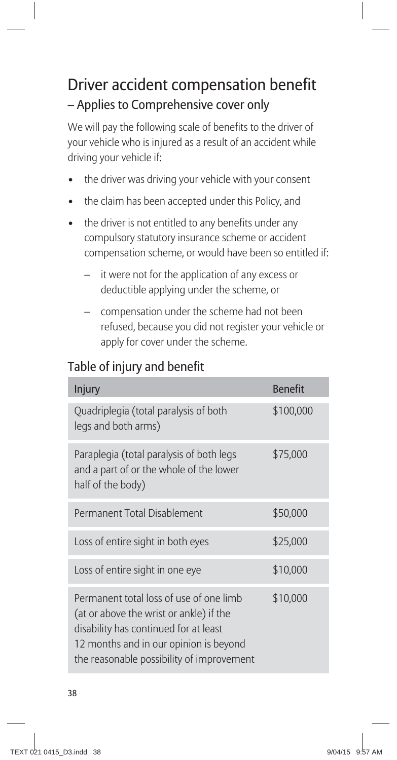# Driver accident compensation benefit

## – Applies to Comprehensive cover only

We will pay the following scale of benefits to the driver of your vehicle who is injured as a result of an accident while driving your vehicle if:

- the driver was driving your vehicle with your consent
- the claim has been accepted under this Policy, and
- the driver is not entitled to any benefits under any compulsory statutory insurance scheme or accident compensation scheme, or would have been so entitled if:
  - it were not for the application of any excess or deductible applying under the scheme, or
  - compensation under the scheme had not been refused, because you did not register your vehicle or apply for cover under the scheme.

### Table of injury and benefit

| Injury | Benefit |
|---|---|
| Quadriplegia (total paralysis of both legs and both arms) | \$100,000 |
| Paraplegia (total paralysis of both legs and a part of or the whole of the lower half of the body) | \$75,000 |
| Permanent Total Disablement | \$50,000 |
| Loss of entire sight in both eyes | \$25,000 |
| Loss of entire sight in one eye | \$10,000 |
| Permanent total loss of use of one limb (at or above the wrist or ankle) if the disability has continued for at least 12 months and in our opinion is beyond the reasonable possibility of improvement | \$10,000 |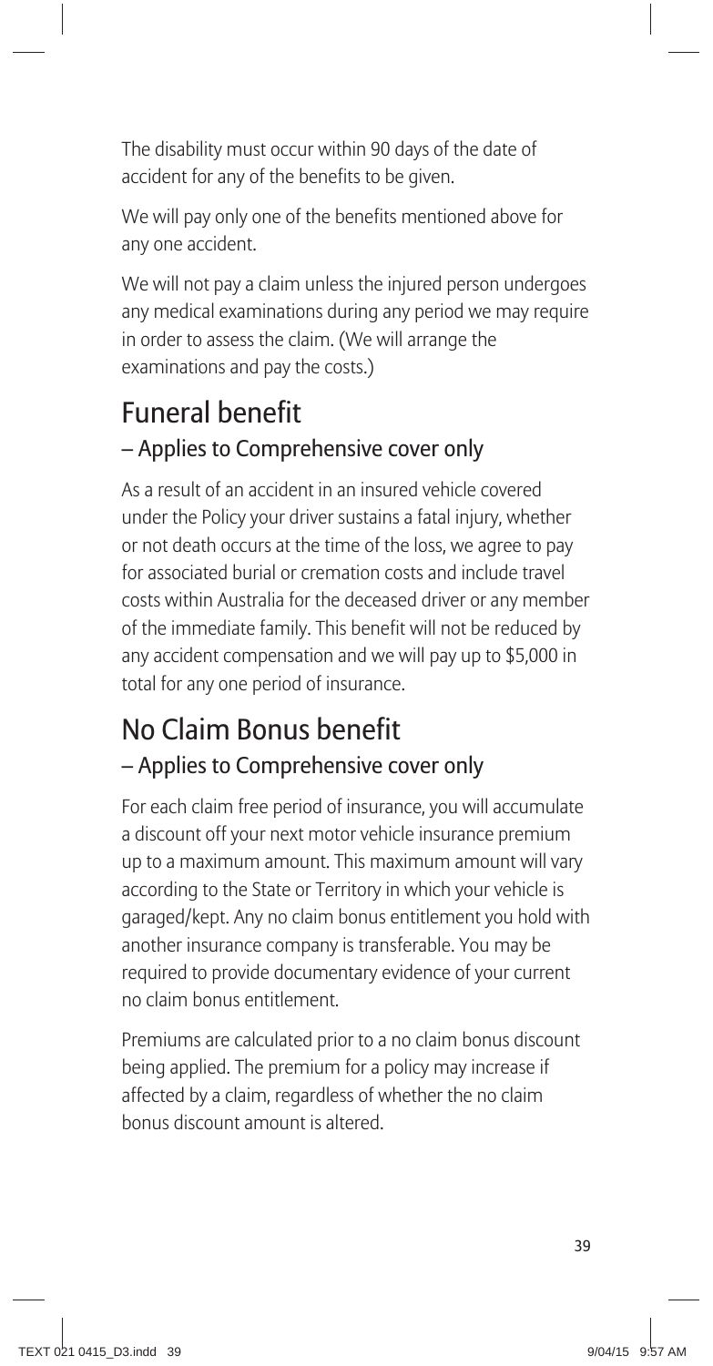The disability must occur within 90 days of the date of accident for any of the benefits to be given.

We will pay only one of the benefits mentioned above for any one accident.

We will not pay a claim unless the injured person undergoes any medical examinations during any period we may require in order to assess the claim. (We will arrange the examinations and pay the costs.)

## Funeral benefit

### – Applies to Comprehensive cover only

As a result of an accident in an insured vehicle covered under the Policy your driver sustains a fatal injury, whether or not death occurs at the time of the loss, we agree to pay for associated burial or cremation costs and include travel costs within Australia for the deceased driver or any member of the immediate family. This benefit will not be reduced by any accident compensation and we will pay up to $5,000 in total for any one period of insurance.

## No Claim Bonus benefit

### – Applies to Comprehensive cover only

For each claim free period of insurance, you will accumulate a discount off your next motor vehicle insurance premium up to a maximum amount. This maximum amount will vary according to the State or Territory in which your vehicle is garaged/kept. Any no claim bonus entitlement you hold with another insurance company is transferable. You may be required to provide documentary evidence of your current no claim bonus entitlement.

Premiums are calculated prior to a no claim bonus discount being applied. The premium for a policy may increase if affected by a claim, regardless of whether the no claim bonus discount amount is altered.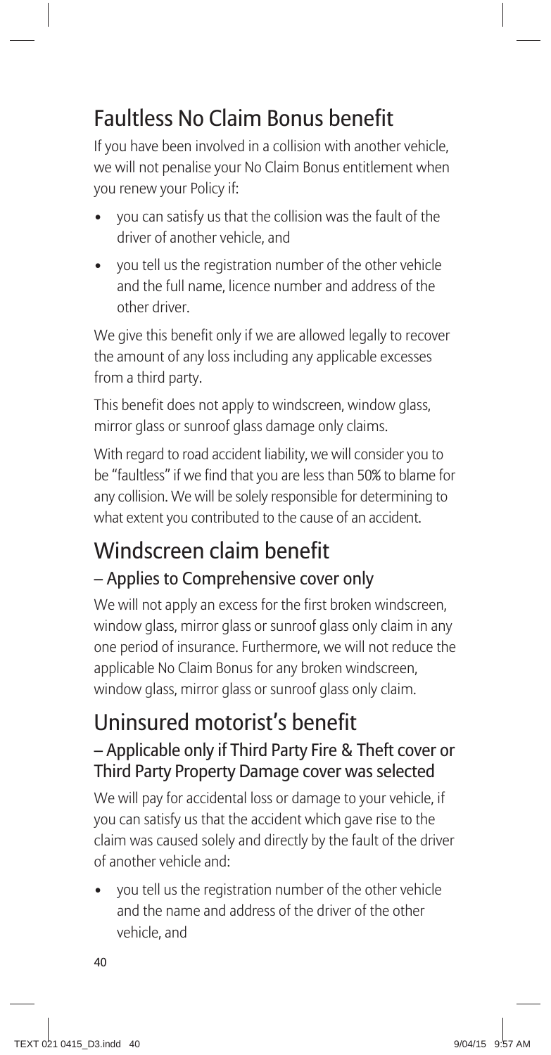## Faultless No Claim Bonus benefit

If you have been involved in a collision with another vehicle, we will not penalise your No Claim Bonus entitlement when you renew your Policy if:

- you can satisfy us that the collision was the fault of the driver of another vehicle, and
- you tell us the registration number of the other vehicle and the full name, licence number and address of the other driver.

We give this benefit only if we are allowed legally to recover the amount of any loss including any applicable excesses from a third party.

This benefit does not apply to windscreen, window glass, mirror glass or sunroof glass damage only claims.

With regard to road accident liability, we will consider you to be "faultless" if we find that you are less than 50% to blame for any collision. We will be solely responsible for determining to what extent you contributed to the cause of an accident.

## Windscreen claim benefit

### – Applies to Comprehensive cover only

We will not apply an excess for the first broken windscreen, window glass, mirror glass or sunroof glass only claim in any one period of insurance. Furthermore, we will not reduce the applicable No Claim Bonus for any broken windscreen, window glass, mirror glass or sunroof glass only claim.

## Uninsured motorist's benefit

### – Applicable only if Third Party Fire & Theft cover or Third Party Property Damage cover was selected

We will pay for accidental loss or damage to your vehicle, if you can satisfy us that the accident which gave rise to the claim was caused solely and directly by the fault of the driver of another vehicle and:

- you tell us the registration number of the other vehicle and the name and address of the driver of the other vehicle, and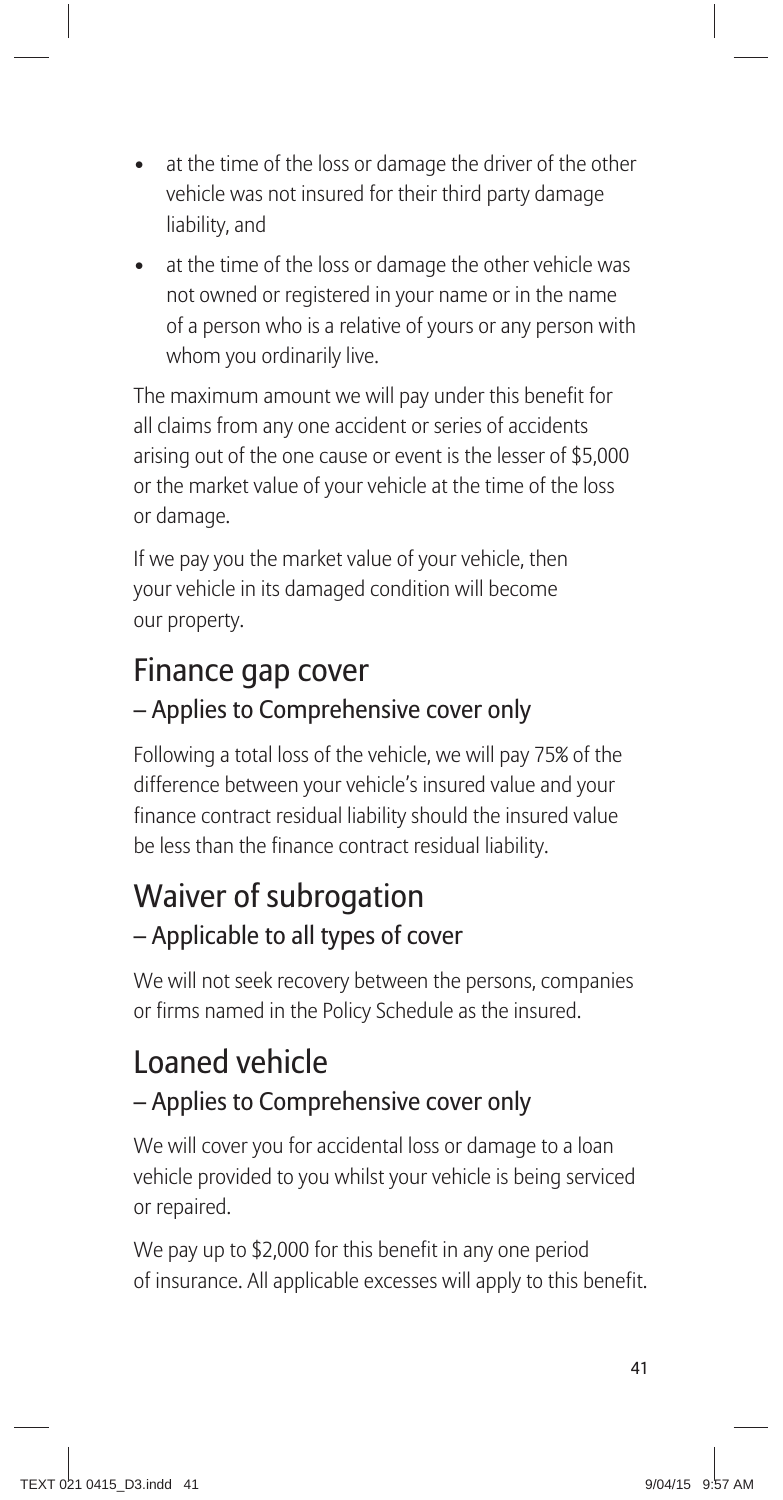- at the time of the loss or damage the driver of the other vehicle was not insured for their third party damage liability, and
- at the time of the loss or damage the other vehicle was not owned or registered in your name or in the name of a person who is a relative of yours or any person with whom you ordinarily live.

The maximum amount we will pay under this benefit for all claims from any one accident or series of accidents arising out of the one cause or event is the lesser of $5,000 or the market value of your vehicle at the time of the loss or damage.

If we pay you the market value of your vehicle, then your vehicle in its damaged condition will become our property.

## Finance gap cover

### – Applies to Comprehensive cover only

Following a total loss of the vehicle, we will pay 75% of the difference between your vehicle's insured value and your finance contract residual liability should the insured value be less than the finance contract residual liability.

## Waiver of subrogation

### – Applicable to all types of cover

We will not seek recovery between the persons, companies or firms named in the Policy Schedule as the insured.

## Loaned vehicle

### – Applies to Comprehensive cover only

We will cover you for accidental loss or damage to a loan vehicle provided to you whilst your vehicle is being serviced or repaired.

We pay up to $2,000 for this benefit in any one period of insurance. All applicable excesses will apply to this benefit.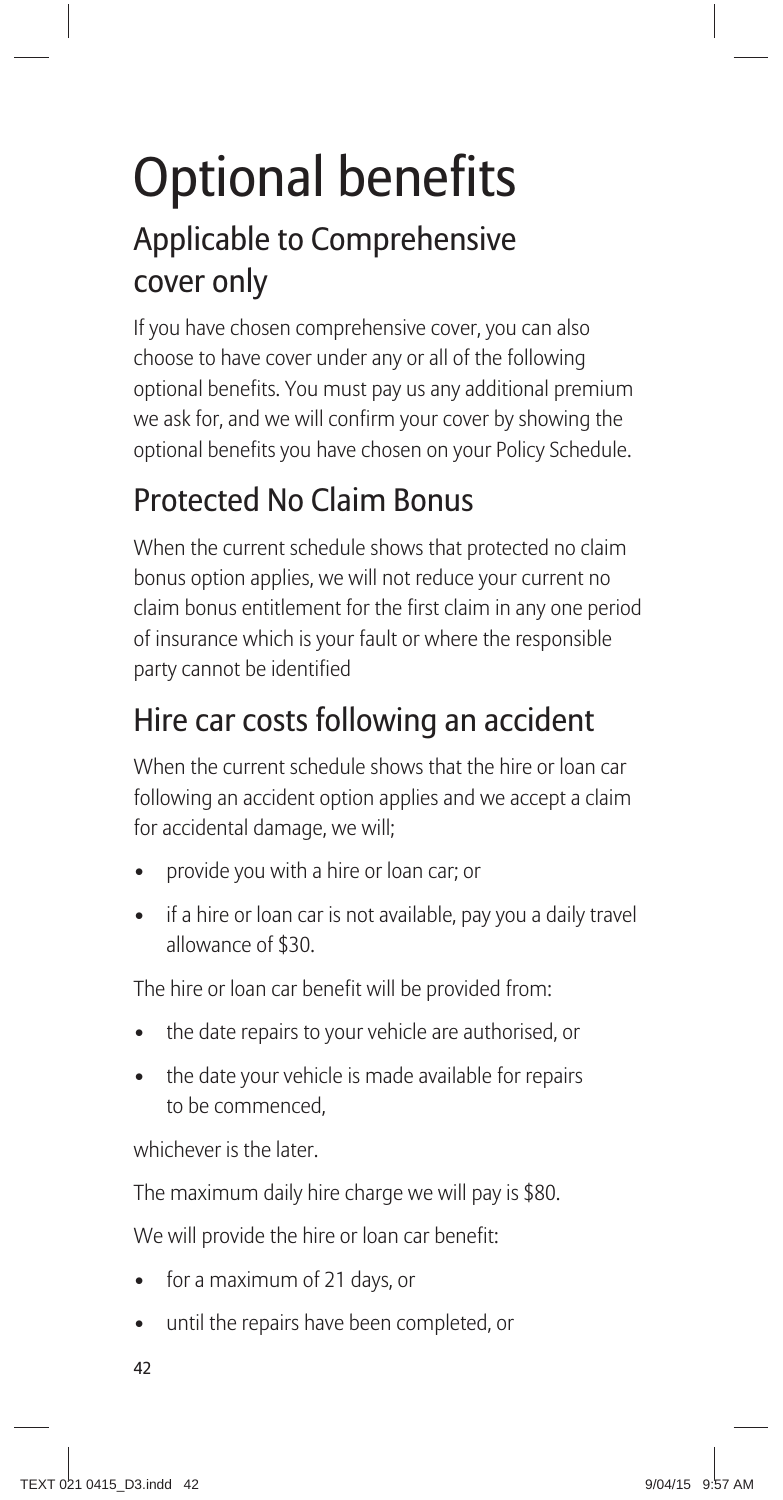# Optional benefits

## Applicable to Comprehensive cover only

If you have chosen comprehensive cover, you can also choose to have cover under any or all of the following optional benefits. You must pay us any additional premium we ask for, and we will confirm your cover by showing the optional benefits you have chosen on your Policy Schedule.

## Protected No Claim Bonus

When the current schedule shows that protected no claim bonus option applies, we will not reduce your current no claim bonus entitlement for the first claim in any one period of insurance which is your fault or where the responsible party cannot be identified

## Hire car costs following an accident

When the current schedule shows that the hire or loan car following an accident option applies and we accept a claim for accidental damage, we will;

- provide you with a hire or loan car; or
- if a hire or loan car is not available, pay you a daily travel allowance of $30.

The hire or loan car benefit will be provided from:

- the date repairs to your vehicle are authorised, or
- the date your vehicle is made available for repairs to be commenced,

whichever is the later.

The maximum daily hire charge we will pay is $80.

We will provide the hire or loan car benefit:

- for a maximum of 21 days, or
- until the repairs have been completed, or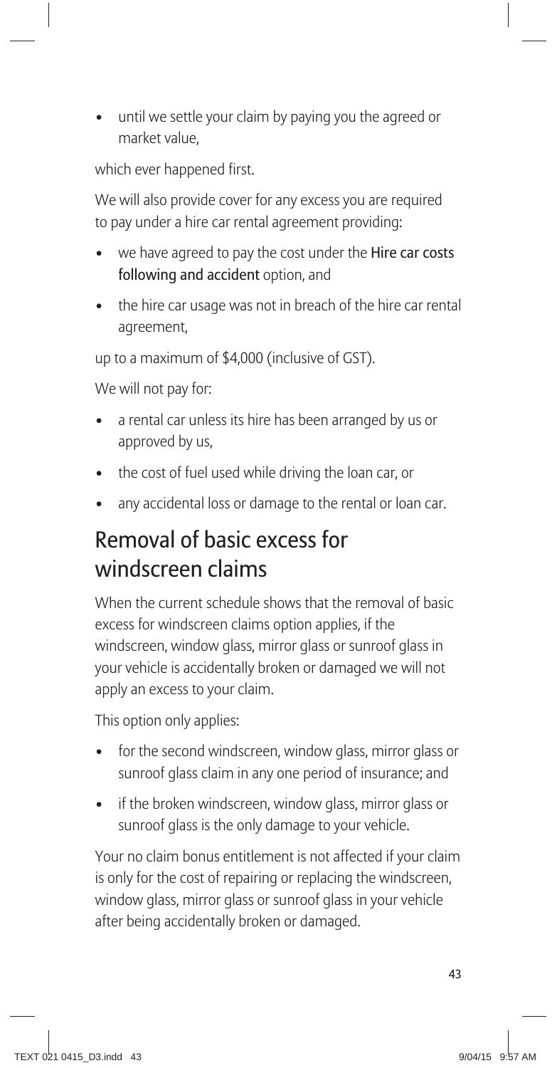- until we settle your claim by paying you the agreed or market value,

which ever happened first.

We will also provide cover for any excess you are required to pay under a hire car rental agreement providing:

- we have agreed to pay the cost under the **Hire car costs following and accident** option, and
- the hire car usage was not in breach of the hire car rental agreement,

up to a maximum of $4,000 (inclusive of GST).

We will not pay for:

- a rental car unless its hire has been arranged by us or approved by us,
- the cost of fuel used while driving the loan car, or
- any accidental loss or damage to the rental or loan car.

## Removal of basic excess for windscreen claims

When the current schedule shows that the removal of basic excess for windscreen claims option applies, if the windscreen, window glass, mirror glass or sunroof glass in your vehicle is accidentally broken or damaged we will not apply an excess to your claim.

This option only applies:

- for the second windscreen, window glass, mirror glass or sunroof glass claim in any one period of insurance; and
- if the broken windscreen, window glass, mirror glass or sunroof glass is the only damage to your vehicle.

Your no claim bonus entitlement is not affected if your claim is only for the cost of repairing or replacing the windscreen, window glass, mirror glass or sunroof glass in your vehicle after being accidentally broken or damaged.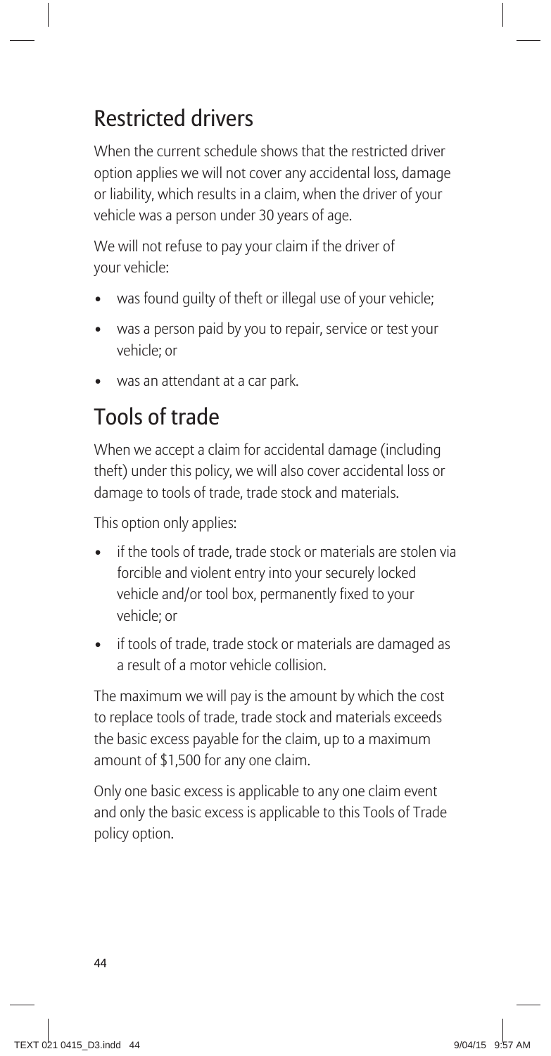## Restricted drivers

When the current schedule shows that the restricted driver option applies we will not cover any accidental loss, damage or liability, which results in a claim, when the driver of your vehicle was a person under 30 years of age.

We will not refuse to pay your claim if the driver of your vehicle:

- was found guilty of theft or illegal use of your vehicle;
- was a person paid by you to repair, service or test your vehicle; or
- was an attendant at a car park.

## Tools of trade

When we accept a claim for accidental damage (including theft) under this policy, we will also cover accidental loss or damage to tools of trade, trade stock and materials.

This option only applies:

- if the tools of trade, trade stock or materials are stolen via forcible and violent entry into your securely locked vehicle and/or tool box, permanently fixed to your vehicle; or
- if tools of trade, trade stock or materials are damaged as a result of a motor vehicle collision.

The maximum we will pay is the amount by which the cost to replace tools of trade, trade stock and materials exceeds the basic excess payable for the claim, up to a maximum amount of $1,500 for any one claim.

Only one basic excess is applicable to any one claim event and only the basic excess is applicable to this Tools of Trade policy option.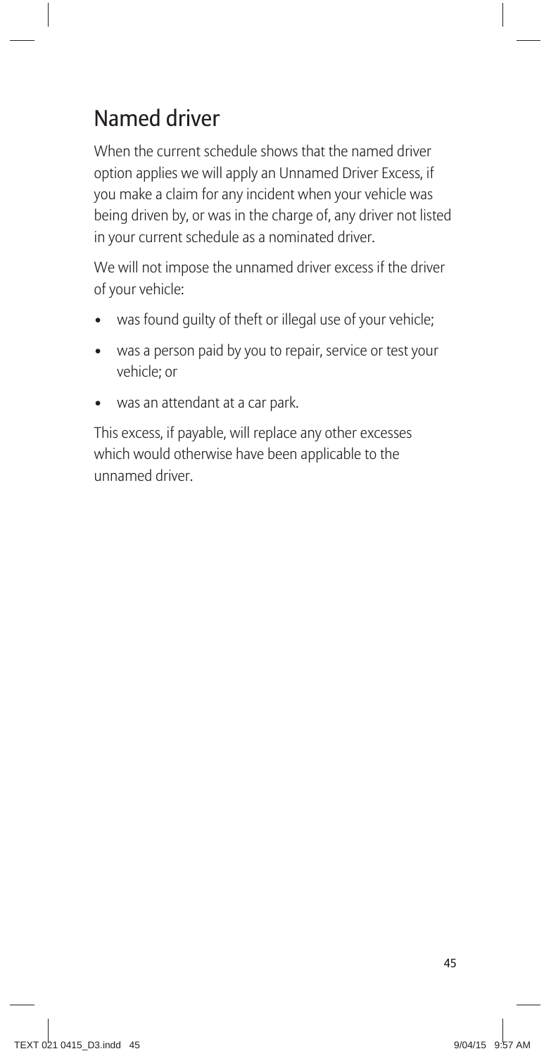## Named driver

When the current schedule shows that the named driver option applies we will apply an Unnamed Driver Excess, if you make a claim for any incident when your vehicle was being driven by, or was in the charge of, any driver not listed in your current schedule as a nominated driver.

We will not impose the unnamed driver excess if the driver of your vehicle:

- was found guilty of theft or illegal use of your vehicle;
- was a person paid by you to repair, service or test your vehicle; or
- was an attendant at a car park.

This excess, if payable, will replace any other excesses which would otherwise have been applicable to the unnamed driver.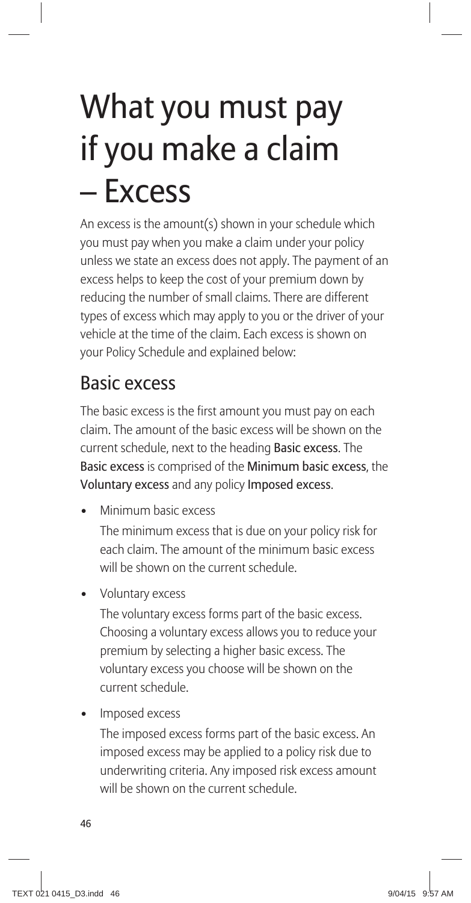# What you must pay if you make a claim – Excess

An excess is the amount(s) shown in your schedule which you must pay when you make a claim under your policy unless we state an excess does not apply. The payment of an excess helps to keep the cost of your premium down by reducing the number of small claims. There are different types of excess which may apply to you or the driver of your vehicle at the time of the claim. Each excess is shown on your Policy Schedule and explained below:

## Basic excess

The basic excess is the first amount you must pay on each claim. The amount of the basic excess will be shown on the current schedule, next to the heading **Basic excess**. The **Basic excess** is comprised of the **Minimum basic excess**, the **Voluntary excess** and any policy **Imposed excess**.

- Minimum basic excess

  The minimum excess that is due on your policy risk for each claim. The amount of the minimum basic excess will be shown on the current schedule.

- Voluntary excess

  The voluntary excess forms part of the basic excess. Choosing a voluntary excess allows you to reduce your premium by selecting a higher basic excess. The voluntary excess you choose will be shown on the current schedule.

- Imposed excess

  The imposed excess forms part of the basic excess. An imposed excess may be applied to a policy risk due to underwriting criteria. Any imposed risk excess amount will be shown on the current schedule.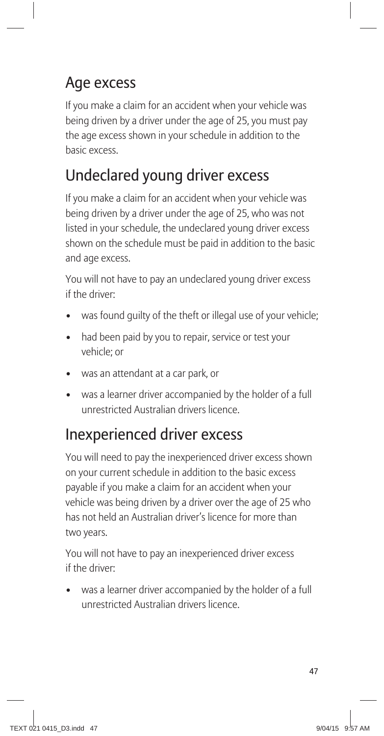## Age excess

If you make a claim for an accident when your vehicle was being driven by a driver under the age of 25, you must pay the age excess shown in your schedule in addition to the basic excess.

## Undeclared young driver excess

If you make a claim for an accident when your vehicle was being driven by a driver under the age of 25, who was not listed in your schedule, the undeclared young driver excess shown on the schedule must be paid in addition to the basic and age excess.

You will not have to pay an undeclared young driver excess if the driver:

- was found guilty of the theft or illegal use of your vehicle;
- had been paid by you to repair, service or test your vehicle; or
- was an attendant at a car park, or
- was a learner driver accompanied by the holder of a full unrestricted Australian drivers licence.

## Inexperienced driver excess

You will need to pay the inexperienced driver excess shown on your current schedule in addition to the basic excess payable if you make a claim for an accident when your vehicle was being driven by a driver over the age of 25 who has not held an Australian driver's licence for more than two years.

You will not have to pay an inexperienced driver excess if the driver:

- was a learner driver accompanied by the holder of a full unrestricted Australian drivers licence.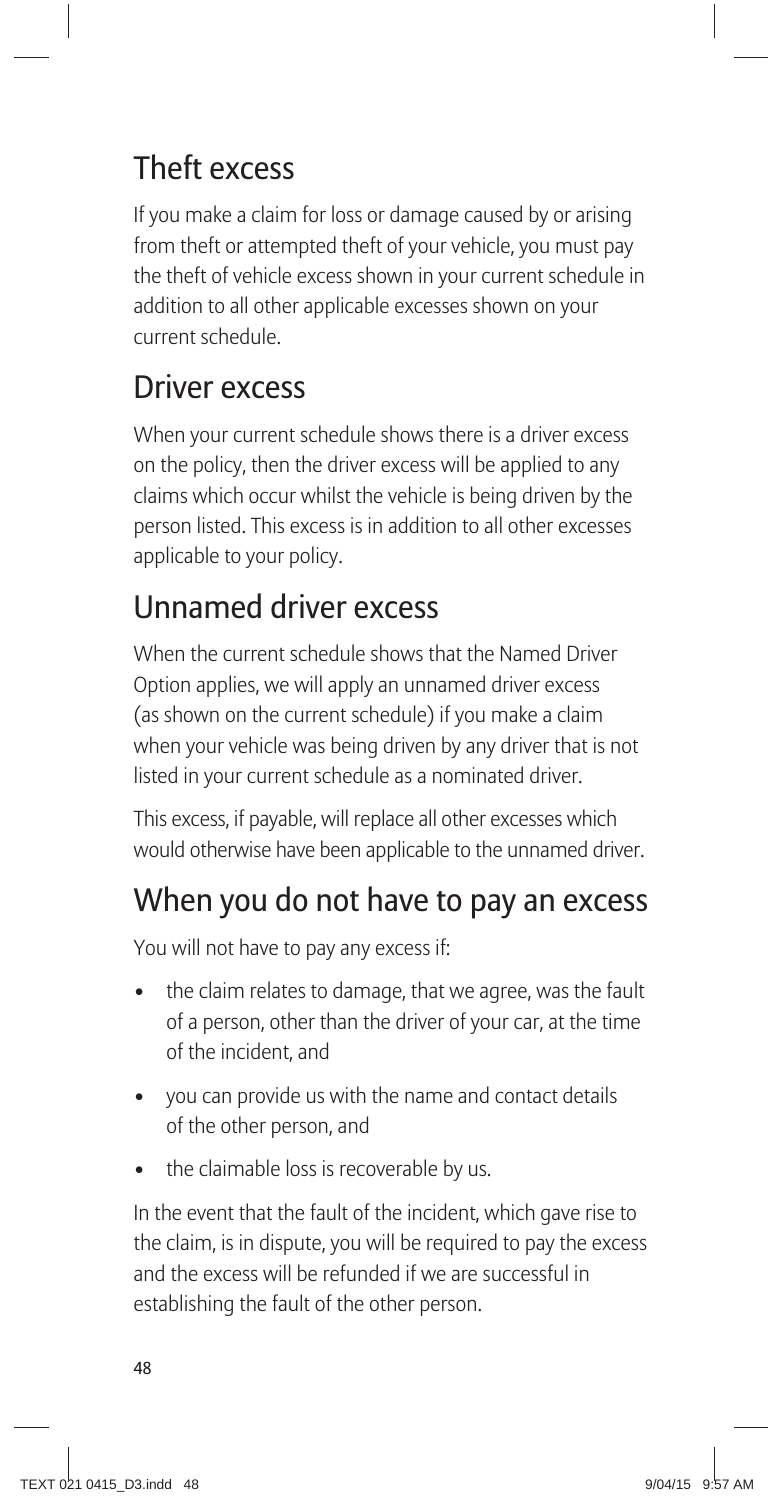## Theft excess

If you make a claim for loss or damage caused by or arising from theft or attempted theft of your vehicle, you must pay the theft of vehicle excess shown in your current schedule in addition to all other applicable excesses shown on your current schedule.

## Driver excess

When your current schedule shows there is a driver excess on the policy, then the driver excess will be applied to any claims which occur whilst the vehicle is being driven by the person listed. This excess is in addition to all other excesses applicable to your policy.

## Unnamed driver excess

When the current schedule shows that the Named Driver Option applies, we will apply an unnamed driver excess (as shown on the current schedule) if you make a claim when your vehicle was being driven by any driver that is not listed in your current schedule as a nominated driver.

This excess, if payable, will replace all other excesses which would otherwise have been applicable to the unnamed driver.

## When you do not have to pay an excess

You will not have to pay any excess if:

- the claim relates to damage, that we agree, was the fault of a person, other than the driver of your car, at the time of the incident, and
- you can provide us with the name and contact details of the other person, and
- the claimable loss is recoverable by us.

In the event that the fault of the incident, which gave rise to the claim, is in dispute, you will be required to pay the excess and the excess will be refunded if we are successful in establishing the fault of the other person.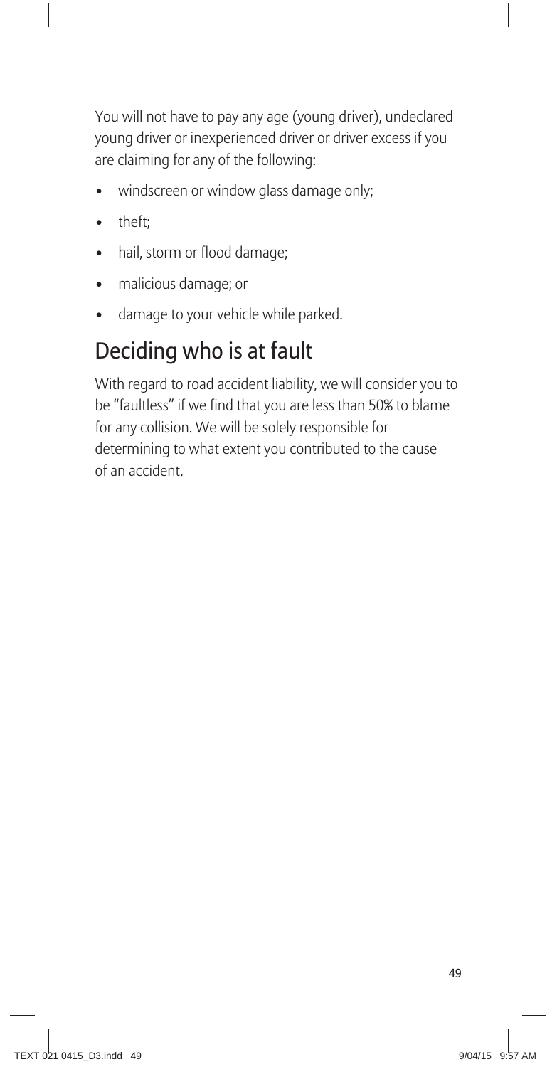You will not have to pay any age (young driver), undeclared young driver or inexperienced driver or driver excess if you are claiming for any of the following:

- windscreen or window glass damage only;
- theft;
- hail, storm or flood damage;
- malicious damage; or
- damage to your vehicle while parked.

## Deciding who is at fault

With regard to road accident liability, we will consider you to be "faultless" if we find that you are less than 50% to blame for any collision. We will be solely responsible for determining to what extent you contributed to the cause of an accident.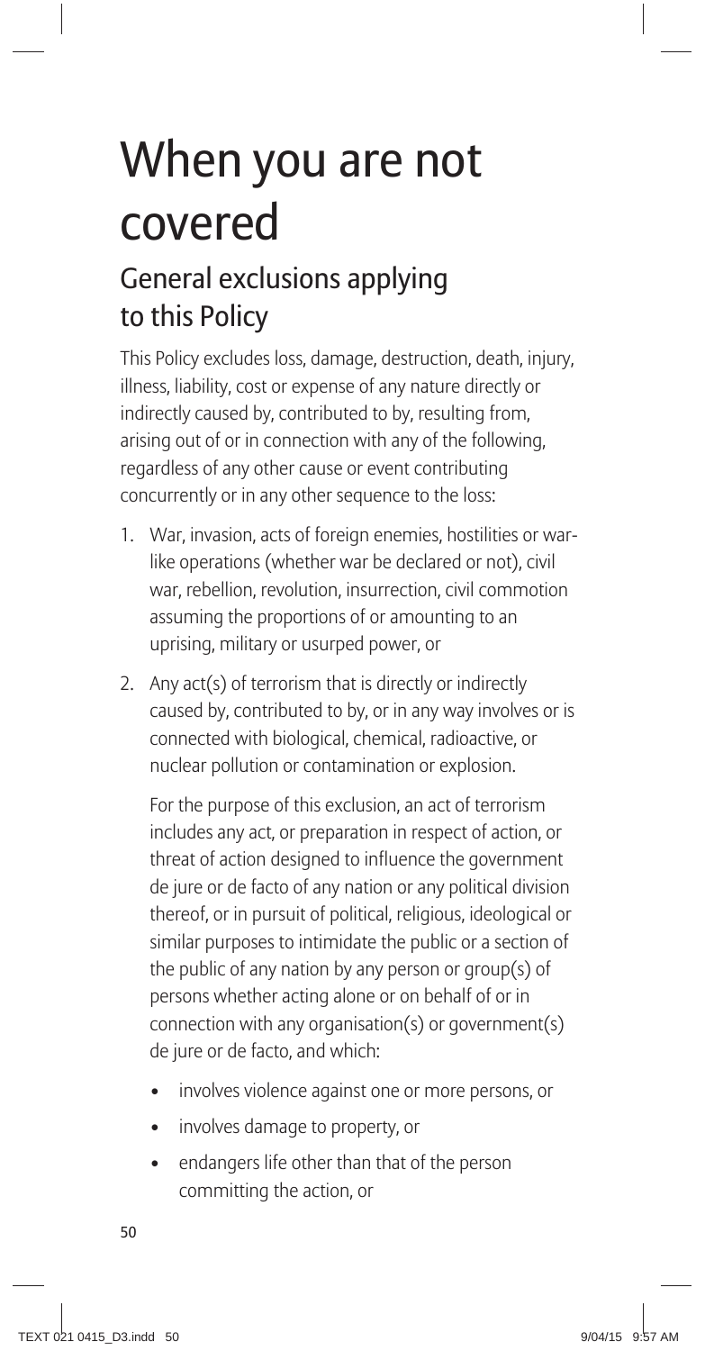# When you are not covered

## General exclusions applying to this Policy

This Policy excludes loss, damage, destruction, death, injury, illness, liability, cost or expense of any nature directly or indirectly caused by, contributed to by, resulting from, arising out of or in connection with any of the following, regardless of any other cause or event contributing concurrently or in any other sequence to the loss:

1. War, invasion, acts of foreign enemies, hostilities or war-like operations (whether war be declared or not), civil war, rebellion, revolution, insurrection, civil commotion assuming the proportions of or amounting to an uprising, military or usurped power, or

2. Any act(s) of terrorism that is directly or indirectly caused by, contributed to by, or in any way involves or is connected with biological, chemical, radioactive, or nuclear pollution or contamination or explosion.

   For the purpose of this exclusion, an act of terrorism includes any act, or preparation in respect of action, or threat of action designed to influence the government de jure or de facto of any nation or any political division thereof, or in pursuit of political, religious, ideological or similar purposes to intimidate the public or a section of the public of any nation by any person or group(s) of persons whether acting alone or on behalf of or in connection with any organisation(s) or government(s) de jure or de facto, and which:

   - involves violence against one or more persons, or
   - involves damage to property, or
   - endangers life other than that of the person committing the action, or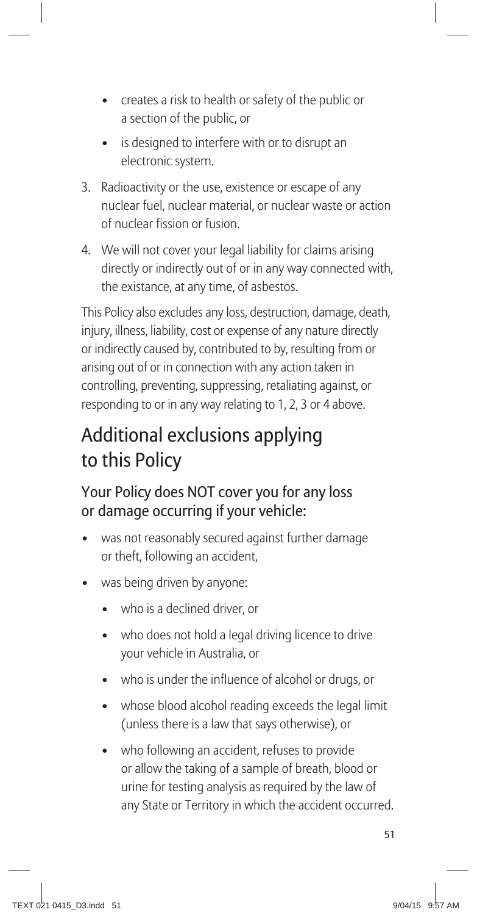- creates a risk to health or safety of the public or a section of the public, or
- is designed to interfere with or to disrupt an electronic system.

3. Radioactivity or the use, existence or escape of any nuclear fuel, nuclear material, or nuclear waste or action of nuclear fission or fusion.
4. We will not cover your legal liability for claims arising directly or indirectly out of or in any way connected with, the existance, at any time, of asbestos.

This Policy also excludes any loss, destruction, damage, death, injury, illness, liability, cost or expense of any nature directly or indirectly caused by, contributed to by, resulting from or arising out of or in connection with any action taken in controlling, preventing, suppressing, retaliating against, or responding to or in any way relating to 1, 2, 3 or 4 above.

## Additional exclusions applying to this Policy

### Your Policy does NOT cover you for any loss or damage occurring if your vehicle:

- was not reasonably secured against further damage or theft, following an accident,
- was being driven by anyone:
  - who is a declined driver, or
  - who does not hold a legal driving licence to drive your vehicle in Australia, or
  - who is under the influence of alcohol or drugs, or
  - whose blood alcohol reading exceeds the legal limit (unless there is a law that says otherwise), or
  - who following an accident, refuses to provide or allow the taking of a sample of breath, blood or urine for testing analysis as required by the law of any State or Territory in which the accident occurred.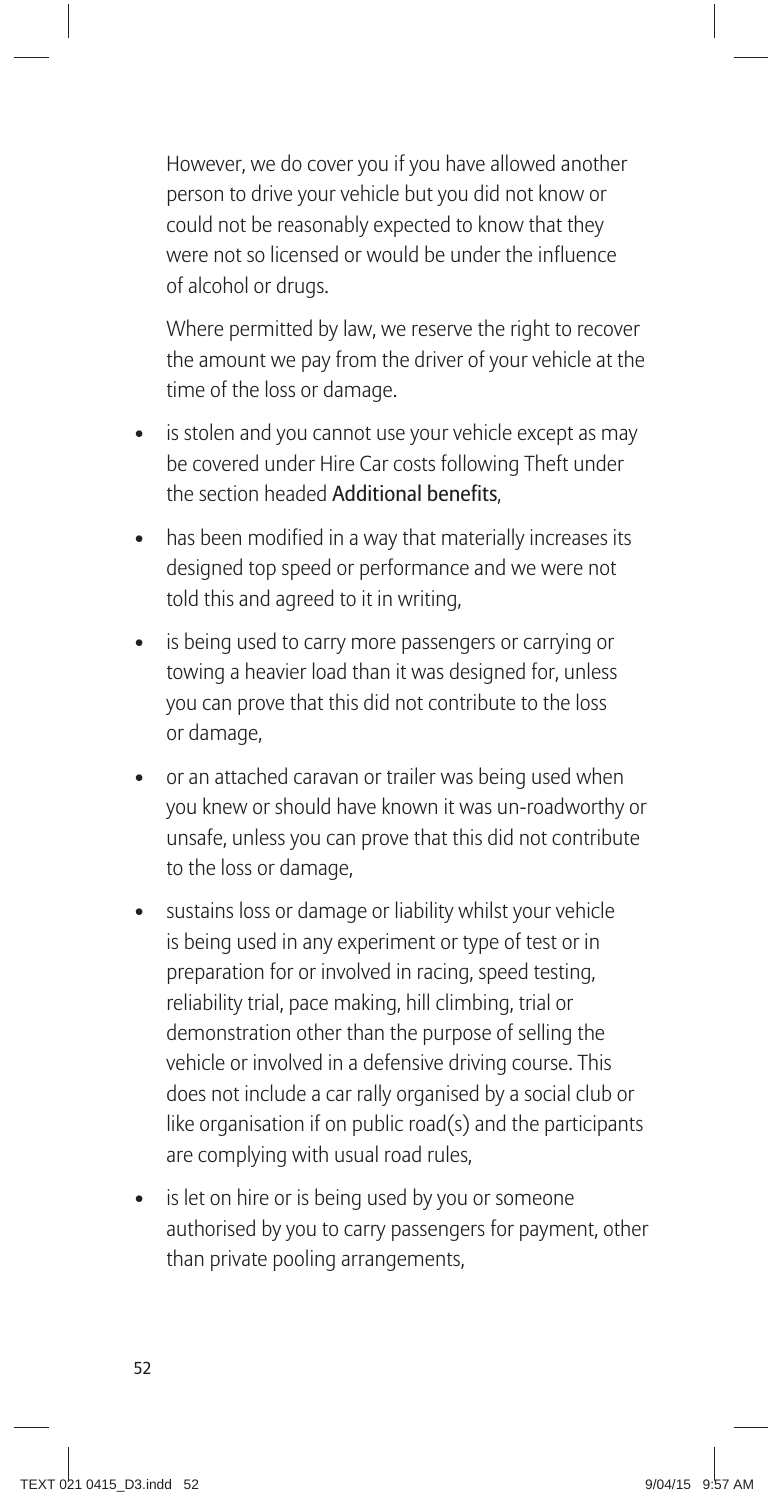However, we do cover you if you have allowed another person to drive your vehicle but you did not know or could not be reasonably expected to know that they were not so licensed or would be under the influence of alcohol or drugs.

Where permitted by law, we reserve the right to recover the amount we pay from the driver of your vehicle at the time of the loss or damage.

- is stolen and you cannot use your vehicle except as may be covered under Hire Car costs following Theft under the section headed **Additional benefits**,
- has been modified in a way that materially increases its designed top speed or performance and we were not told this and agreed to it in writing,
- is being used to carry more passengers or carrying or towing a heavier load than it was designed for, unless you can prove that this did not contribute to the loss or damage,
- or an attached caravan or trailer was being used when you knew or should have known it was un-roadworthy or unsafe, unless you can prove that this did not contribute to the loss or damage,
- sustains loss or damage or liability whilst your vehicle is being used in any experiment or type of test or in preparation for or involved in racing, speed testing, reliability trial, pace making, hill climbing, trial or demonstration other than the purpose of selling the vehicle or involved in a defensive driving course. This does not include a car rally organised by a social club or like organisation if on public road(s) and the participants are complying with usual road rules,
- is let on hire or is being used by you or someone authorised by you to carry passengers for payment, other than private pooling arrangements,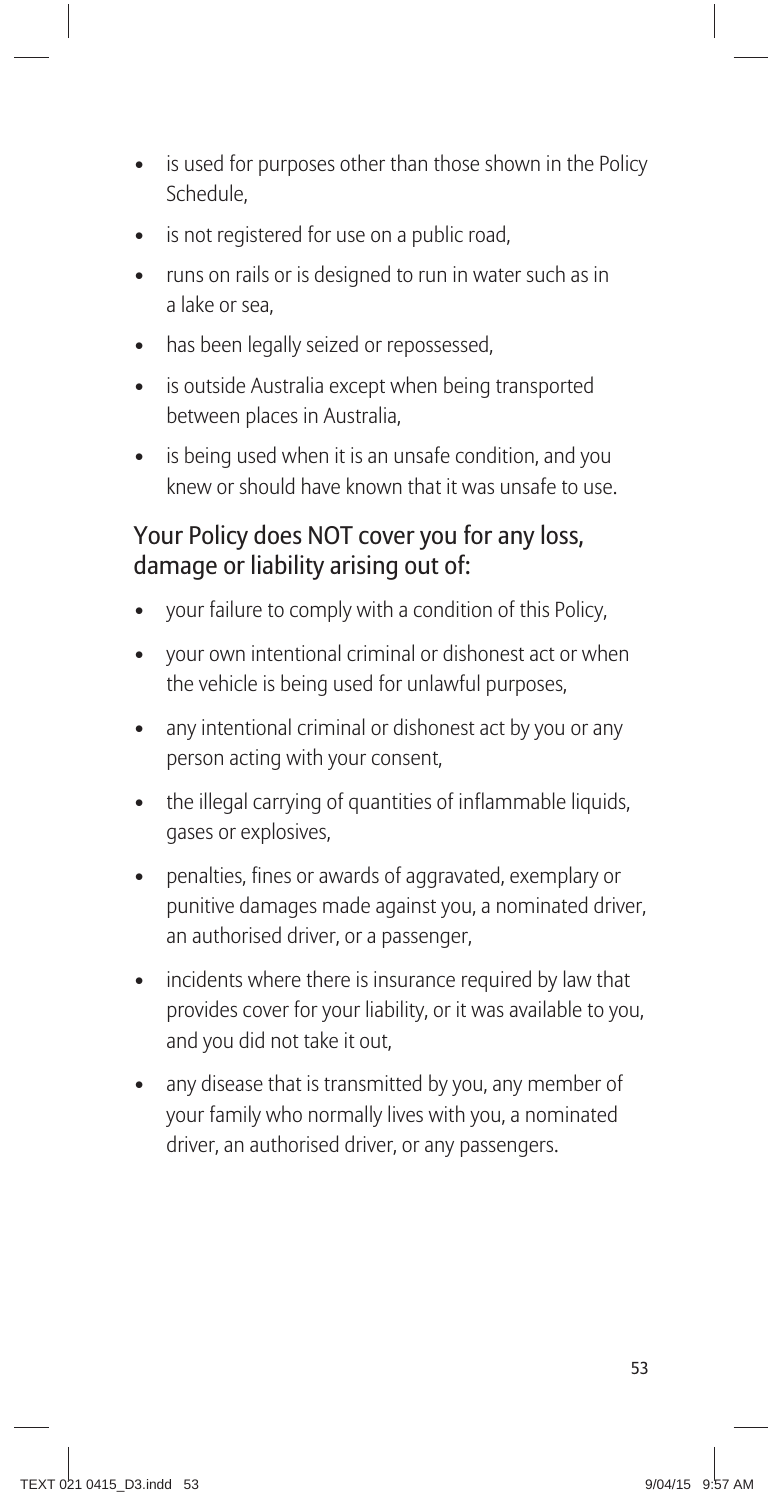- is used for purposes other than those shown in the Policy Schedule,
- is not registered for use on a public road,
- runs on rails or is designed to run in water such as in a lake or sea,
- has been legally seized or repossessed,
- is outside Australia except when being transported between places in Australia,
- is being used when it is an unsafe condition, and you knew or should have known that it was unsafe to use.

## Your Policy does NOT cover you for any loss, damage or liability arising out of:

- your failure to comply with a condition of this Policy,
- your own intentional criminal or dishonest act or when the vehicle is being used for unlawful purposes,
- any intentional criminal or dishonest act by you or any person acting with your consent,
- the illegal carrying of quantities of inflammable liquids, gases or explosives,
- penalties, fines or awards of aggravated, exemplary or punitive damages made against you, a nominated driver, an authorised driver, or a passenger,
- incidents where there is insurance required by law that provides cover for your liability, or it was available to you, and you did not take it out,
- any disease that is transmitted by you, any member of your family who normally lives with you, a nominated driver, an authorised driver, or any passengers.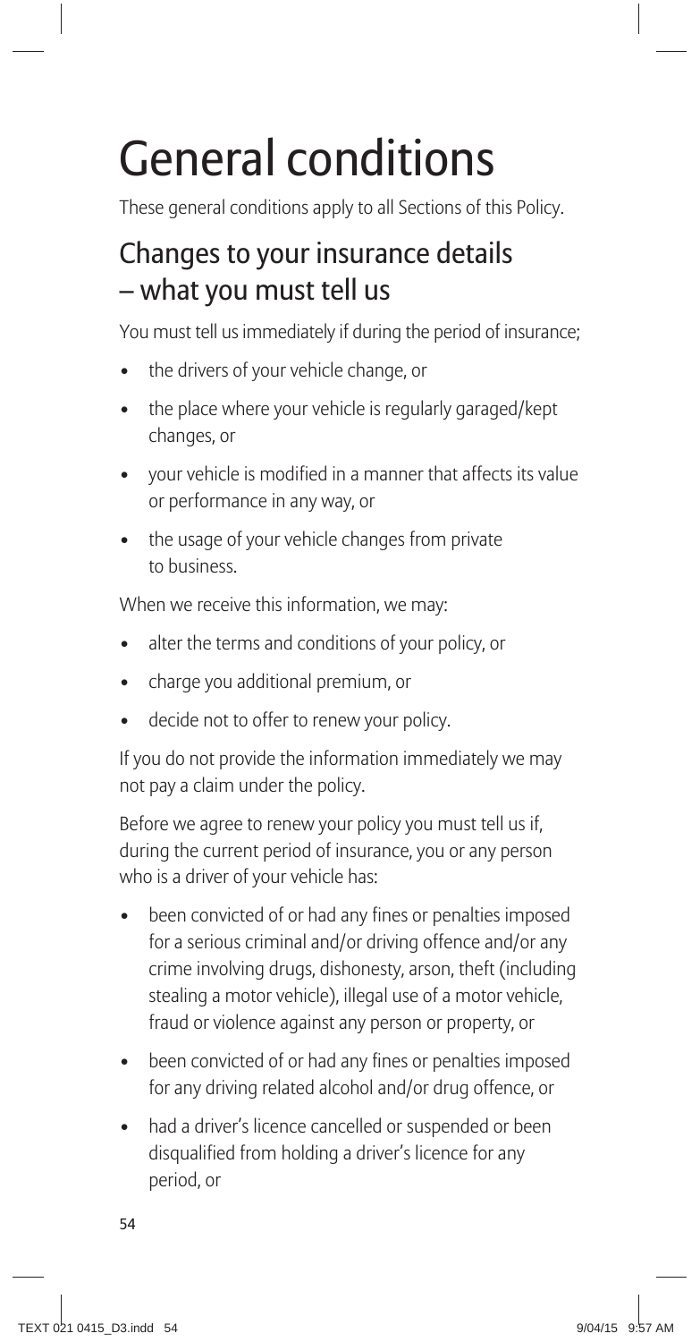# General conditions

These general conditions apply to all Sections of this Policy.

## Changes to your insurance details – what you must tell us

You must tell us immediately if during the period of insurance;

- the drivers of your vehicle change, or
- the place where your vehicle is regularly garaged/kept changes, or
- your vehicle is modified in a manner that affects its value or performance in any way, or
- the usage of your vehicle changes from private to business.

When we receive this information, we may:

- alter the terms and conditions of your policy, or
- charge you additional premium, or
- decide not to offer to renew your policy.

If you do not provide the information immediately we may not pay a claim under the policy.

Before we agree to renew your policy you must tell us if, during the current period of insurance, you or any person who is a driver of your vehicle has:

- been convicted of or had any fines or penalties imposed for a serious criminal and/or driving offence and/or any crime involving drugs, dishonesty, arson, theft (including stealing a motor vehicle), illegal use of a motor vehicle, fraud or violence against any person or property, or
- been convicted of or had any fines or penalties imposed for any driving related alcohol and/or drug offence, or
- had a driver's licence cancelled or suspended or been disqualified from holding a driver's licence for any period, or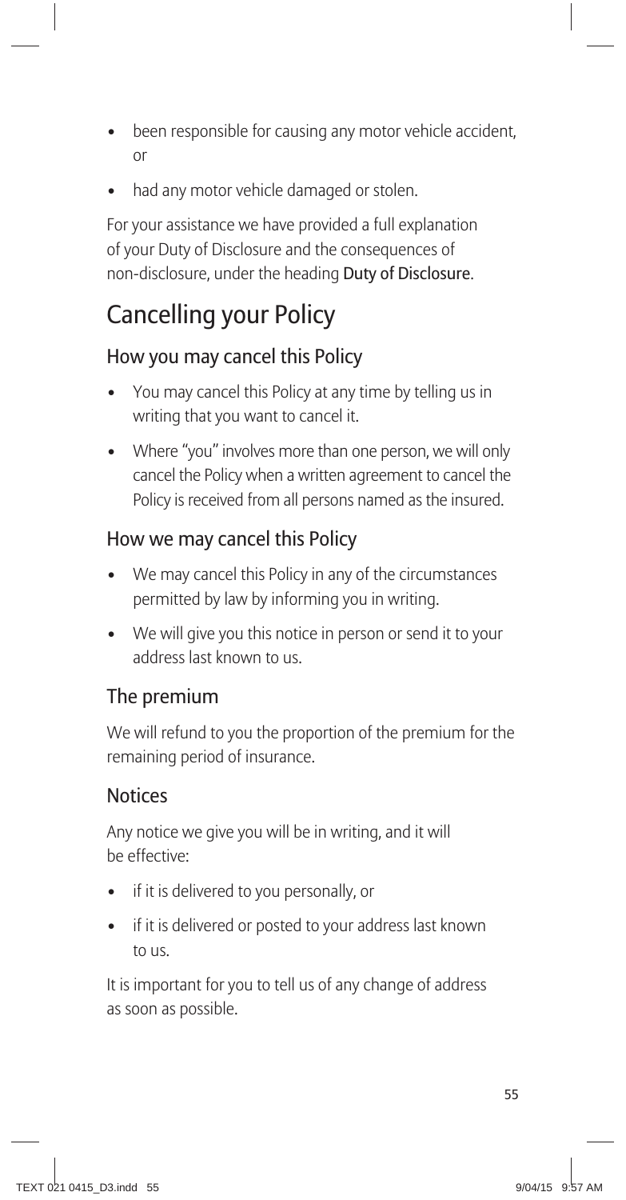- been responsible for causing any motor vehicle accident, or
- had any motor vehicle damaged or stolen.

For your assistance we have provided a full explanation of your Duty of Disclosure and the consequences of non-disclosure, under the heading **Duty of Disclosure**.

# Cancelling your Policy

## How you may cancel this Policy

- You may cancel this Policy at any time by telling us in writing that you want to cancel it.
- Where "you" involves more than one person, we will only cancel the Policy when a written agreement to cancel the Policy is received from all persons named as the insured.

## How we may cancel this Policy

- We may cancel this Policy in any of the circumstances permitted by law by informing you in writing.
- We will give you this notice in person or send it to your address last known to us.

## The premium

We will refund to you the proportion of the premium for the remaining period of insurance.

## Notices

Any notice we give you will be in writing, and it will be effective:

- if it is delivered to you personally, or
- if it is delivered or posted to your address last known to us.

It is important for you to tell us of any change of address as soon as possible.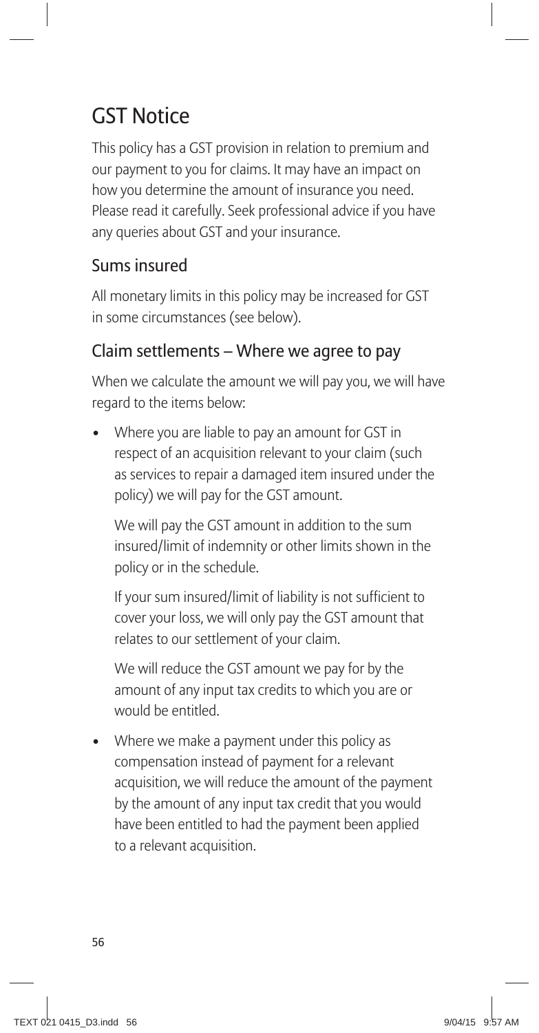# GST Notice

This policy has a GST provision in relation to premium and our payment to you for claims. It may have an impact on how you determine the amount of insurance you need. Please read it carefully. Seek professional advice if you have any queries about GST and your insurance.

## Sums insured

All monetary limits in this policy may be increased for GST in some circumstances (see below).

## Claim settlements – Where we agree to pay

When we calculate the amount we will pay you, we will have regard to the items below:

- Where you are liable to pay an amount for GST in respect of an acquisition relevant to your claim (such as services to repair a damaged item insured under the policy) we will pay for the GST amount.

  We will pay the GST amount in addition to the sum insured/limit of indemnity or other limits shown in the policy or in the schedule.

  If your sum insured/limit of liability is not sufficient to cover your loss, we will only pay the GST amount that relates to our settlement of your claim.

  We will reduce the GST amount we pay for by the amount of any input tax credits to which you are or would be entitled.

- Where we make a payment under this policy as compensation instead of payment for a relevant acquisition, we will reduce the amount of the payment by the amount of any input tax credit that you would have been entitled to had the payment been applied to a relevant acquisition.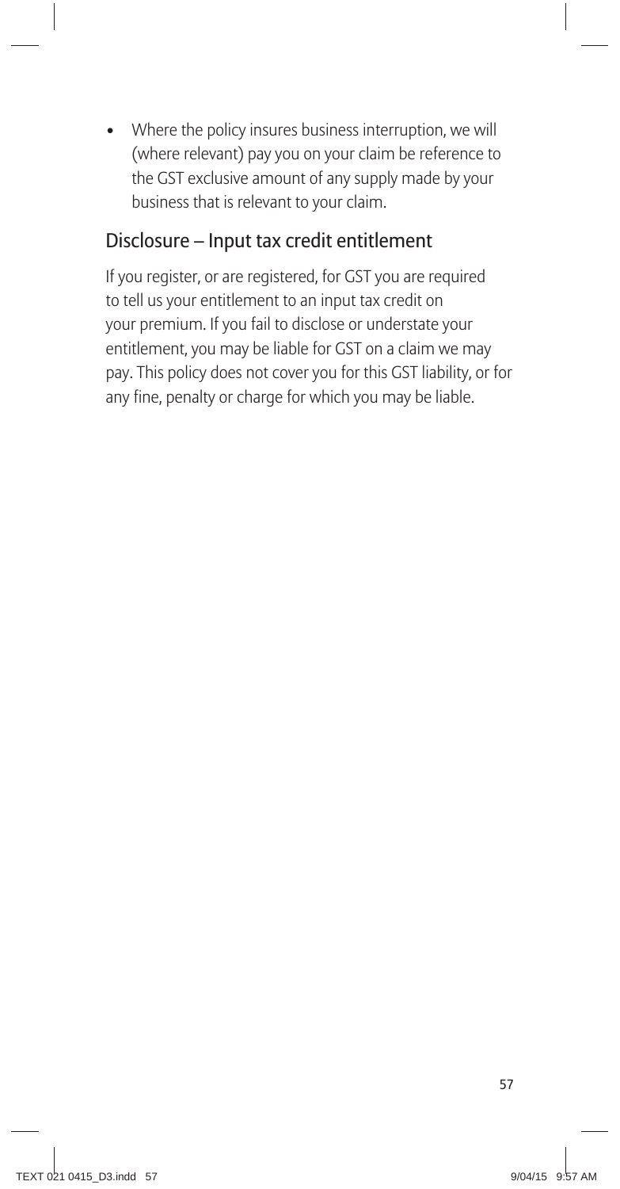- Where the policy insures business interruption, we will (where relevant) pay you on your claim be reference to the GST exclusive amount of any supply made by your business that is relevant to your claim.

## Disclosure – Input tax credit entitlement

If you register, or are registered, for GST you are required to tell us your entitlement to an input tax credit on your premium. If you fail to disclose or understate your entitlement, you may be liable for GST on a claim we may pay. This policy does not cover you for this GST liability, or for any fine, penalty or charge for which you may be liable.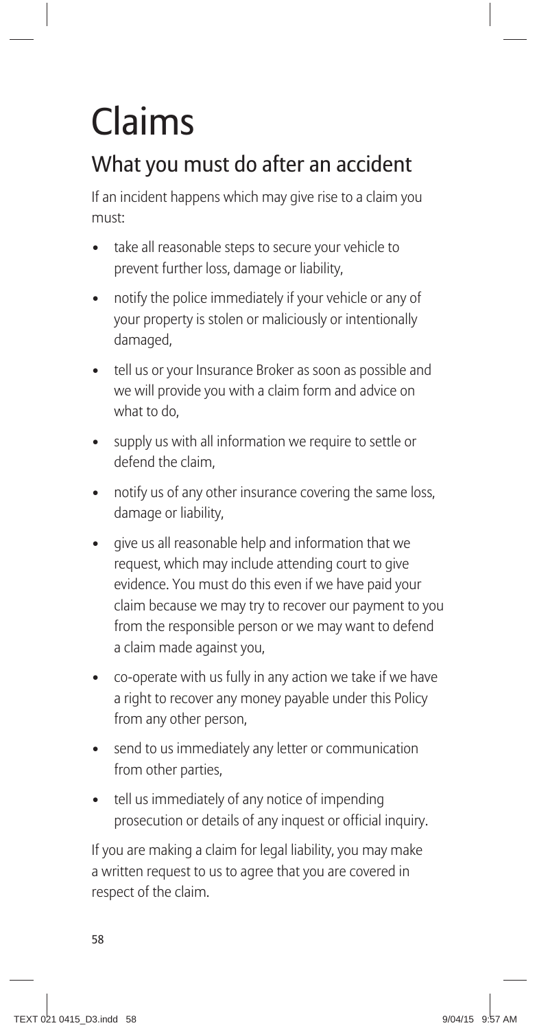# Claims

## What you must do after an accident

If an incident happens which may give rise to a claim you must:

- take all reasonable steps to secure your vehicle to prevent further loss, damage or liability,
- notify the police immediately if your vehicle or any of your property is stolen or maliciously or intentionally damaged,
- tell us or your Insurance Broker as soon as possible and we will provide you with a claim form and advice on what to do,
- supply us with all information we require to settle or defend the claim,
- notify us of any other insurance covering the same loss, damage or liability,
- give us all reasonable help and information that we request, which may include attending court to give evidence. You must do this even if we have paid your claim because we may try to recover our payment to you from the responsible person or we may want to defend a claim made against you,
- co-operate with us fully in any action we take if we have a right to recover any money payable under this Policy from any other person,
- send to us immediately any letter or communication from other parties,
- tell us immediately of any notice of impending prosecution or details of any inquest or official inquiry.

If you are making a claim for legal liability, you may make a written request to us to agree that you are covered in respect of the claim.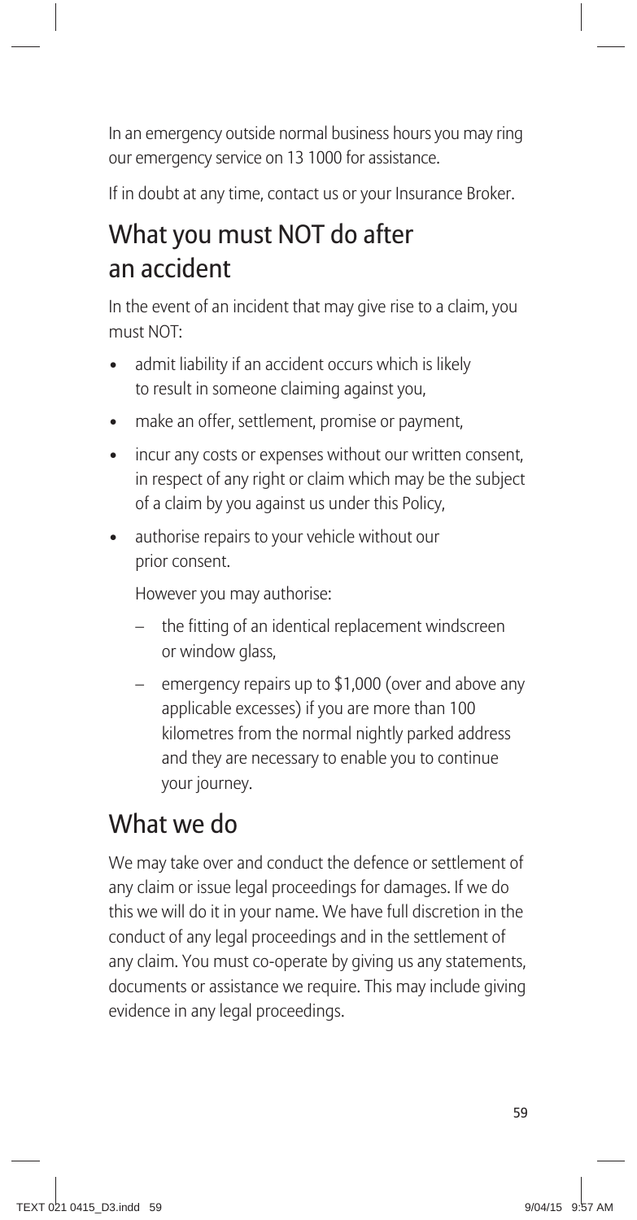In an emergency outside normal business hours you may ring our emergency service on 13 1000 for assistance.

If in doubt at any time, contact us or your Insurance Broker.

## What you must NOT do after an accident

In the event of an incident that may give rise to a claim, you must NOT:

- admit liability if an accident occurs which is likely to result in someone claiming against you,
- make an offer, settlement, promise or payment,
- incur any costs or expenses without our written consent, in respect of any right or claim which may be the subject of a claim by you against us under this Policy,
- authorise repairs to your vehicle without our prior consent.

  However you may authorise:

  - the fitting of an identical replacement windscreen or window glass,
  - emergency repairs up to $1,000 (over and above any applicable excesses) if you are more than 100 kilometres from the normal nightly parked address and they are necessary to enable you to continue your journey.

## What we do

We may take over and conduct the defence or settlement of any claim or issue legal proceedings for damages. If we do this we will do it in your name. We have full discretion in the conduct of any legal proceedings and in the settlement of any claim. You must co-operate by giving us any statements, documents or assistance we require. This may include giving evidence in any legal proceedings.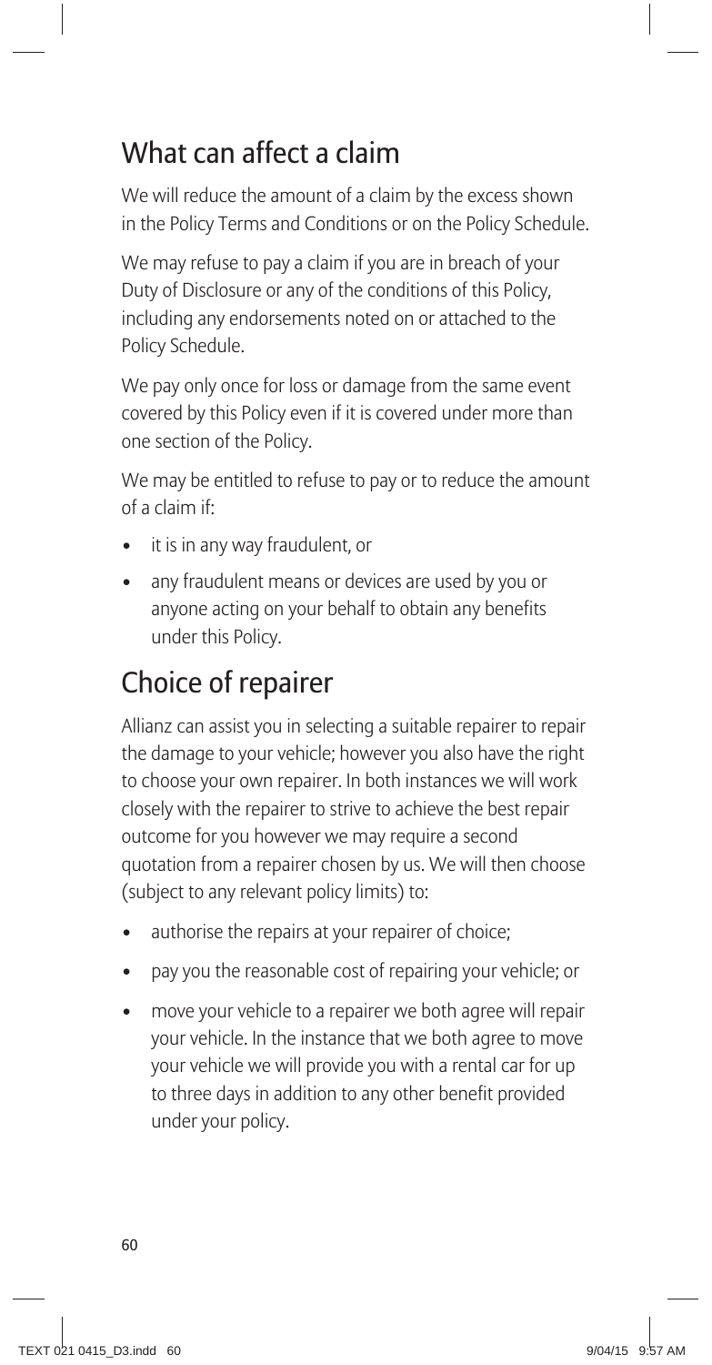## What can affect a claim

We will reduce the amount of a claim by the excess shown in the Policy Terms and Conditions or on the Policy Schedule.

We may refuse to pay a claim if you are in breach of your Duty of Disclosure or any of the conditions of this Policy, including any endorsements noted on or attached to the Policy Schedule.

We pay only once for loss or damage from the same event covered by this Policy even if it is covered under more than one section of the Policy.

We may be entitled to refuse to pay or to reduce the amount of a claim if:

- it is in any way fraudulent, or
- any fraudulent means or devices are used by you or anyone acting on your behalf to obtain any benefits under this Policy.

## Choice of repairer

Allianz can assist you in selecting a suitable repairer to repair the damage to your vehicle; however you also have the right to choose your own repairer. In both instances we will work closely with the repairer to strive to achieve the best repair outcome for you however we may require a second quotation from a repairer chosen by us. We will then choose (subject to any relevant policy limits) to:

- authorise the repairs at your repairer of choice;
- pay you the reasonable cost of repairing your vehicle; or
- move your vehicle to a repairer we both agree will repair your vehicle. In the instance that we both agree to move your vehicle we will provide you with a rental car for up to three days in addition to any other benefit provided under your policy.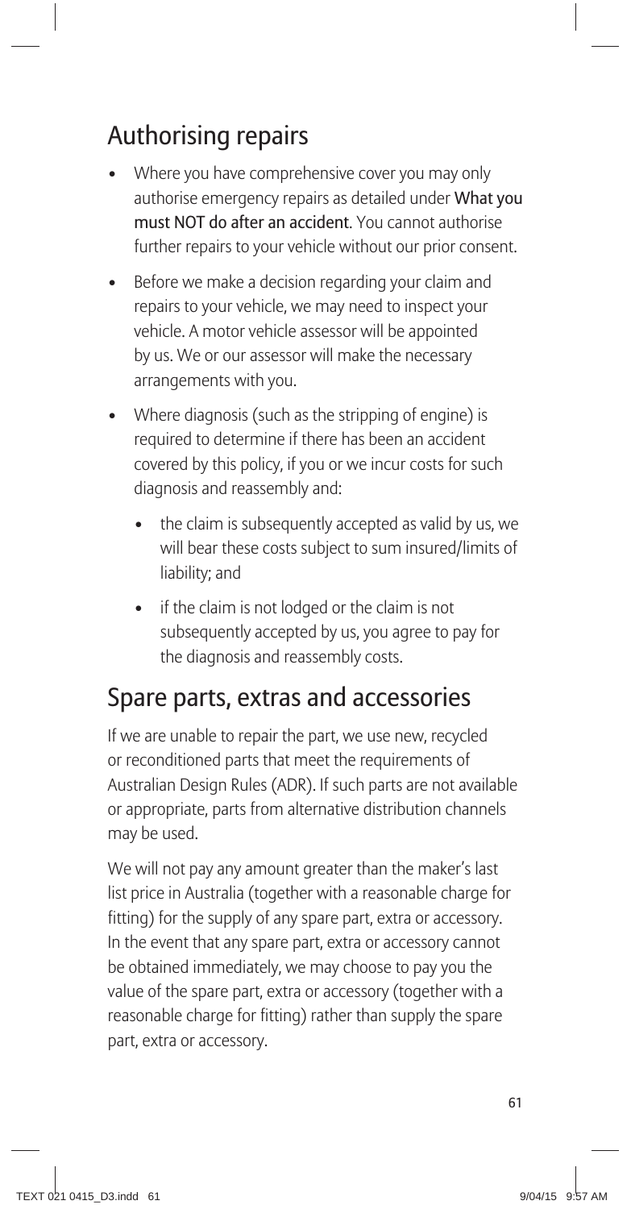## Authorising repairs

- Where you have comprehensive cover you may only authorise emergency repairs as detailed under **What you must NOT do after an accident**. You cannot authorise further repairs to your vehicle without our prior consent.
- Before we make a decision regarding your claim and repairs to your vehicle, we may need to inspect your vehicle. A motor vehicle assessor will be appointed by us. We or our assessor will make the necessary arrangements with you.
- Where diagnosis (such as the stripping of engine) is required to determine if there has been an accident covered by this policy, if you or we incur costs for such diagnosis and reassembly and:
  - the claim is subsequently accepted as valid by us, we will bear these costs subject to sum insured/limits of liability; and
  - if the claim is not lodged or the claim is not subsequently accepted by us, you agree to pay for the diagnosis and reassembly costs.

## Spare parts, extras and accessories

If we are unable to repair the part, we use new, recycled or reconditioned parts that meet the requirements of Australian Design Rules (ADR). If such parts are not available or appropriate, parts from alternative distribution channels may be used.

We will not pay any amount greater than the maker's last list price in Australia (together with a reasonable charge for fitting) for the supply of any spare part, extra or accessory. In the event that any spare part, extra or accessory cannot be obtained immediately, we may choose to pay you the value of the spare part, extra or accessory (together with a reasonable charge for fitting) rather than supply the spare part, extra or accessory.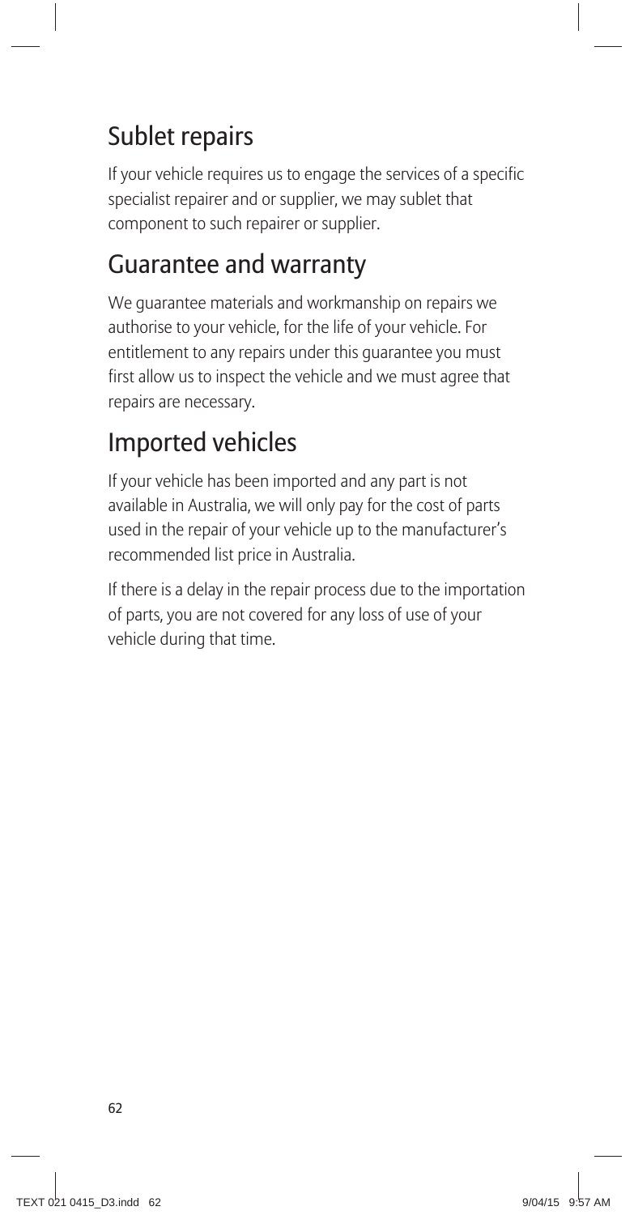## Sublet repairs

If your vehicle requires us to engage the services of a specific specialist repairer and or supplier, we may sublet that component to such repairer or supplier.

## Guarantee and warranty

We guarantee materials and workmanship on repairs we authorise to your vehicle, for the life of your vehicle. For entitlement to any repairs under this guarantee you must first allow us to inspect the vehicle and we must agree that repairs are necessary.

## Imported vehicles

If your vehicle has been imported and any part is not available in Australia, we will only pay for the cost of parts used in the repair of your vehicle up to the manufacturer's recommended list price in Australia.

If there is a delay in the repair process due to the importation of parts, you are not covered for any loss of use of your vehicle during that time.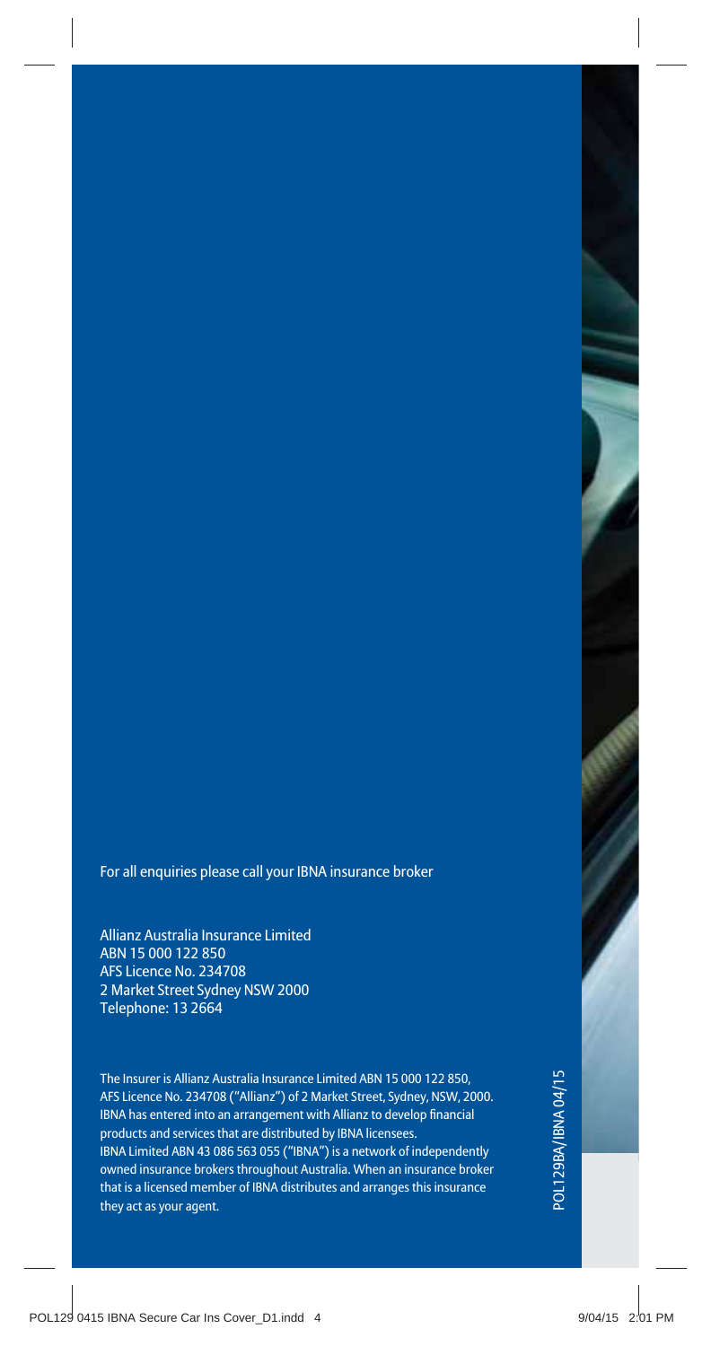For all enquiries please call your IBNA insurance broker

Allianz Australia Insurance Limited
ABN 15 000 122 850
AFS Licence No. 234708
2 Market Street Sydney NSW 2000
Telephone: 13 2664

The Insurer is Allianz Australia Insurance Limited ABN 15 000 122 850, AFS Licence No. 234708 ("Allianz") of 2 Market Street, Sydney, NSW, 2000. IBNA has entered into an arrangement with Allianz to develop financial products and services that are distributed by IBNA licensees.
IBNA Limited ABN 43 086 563 055 ("IBNA") is a network of independently owned insurance brokers throughout Australia. When an insurance broker that is a licensed member of IBNA distributes and arranges this insurance they act as your agent.

POL129BA/IBNA 04/15